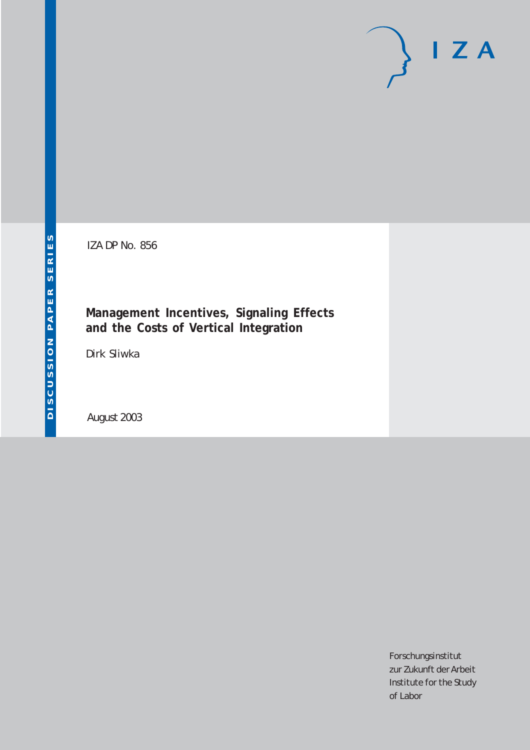DISCUSSION PAPER SERIES

IZA

IZA DP No. 856

# Management Incentives, Signaling Effects and the Costs of Vertical Integration

Dirk Sliwka

August 2003

Forschungsinstitut
zur Zukunft der Arbeit
Institute for the Study
of Labor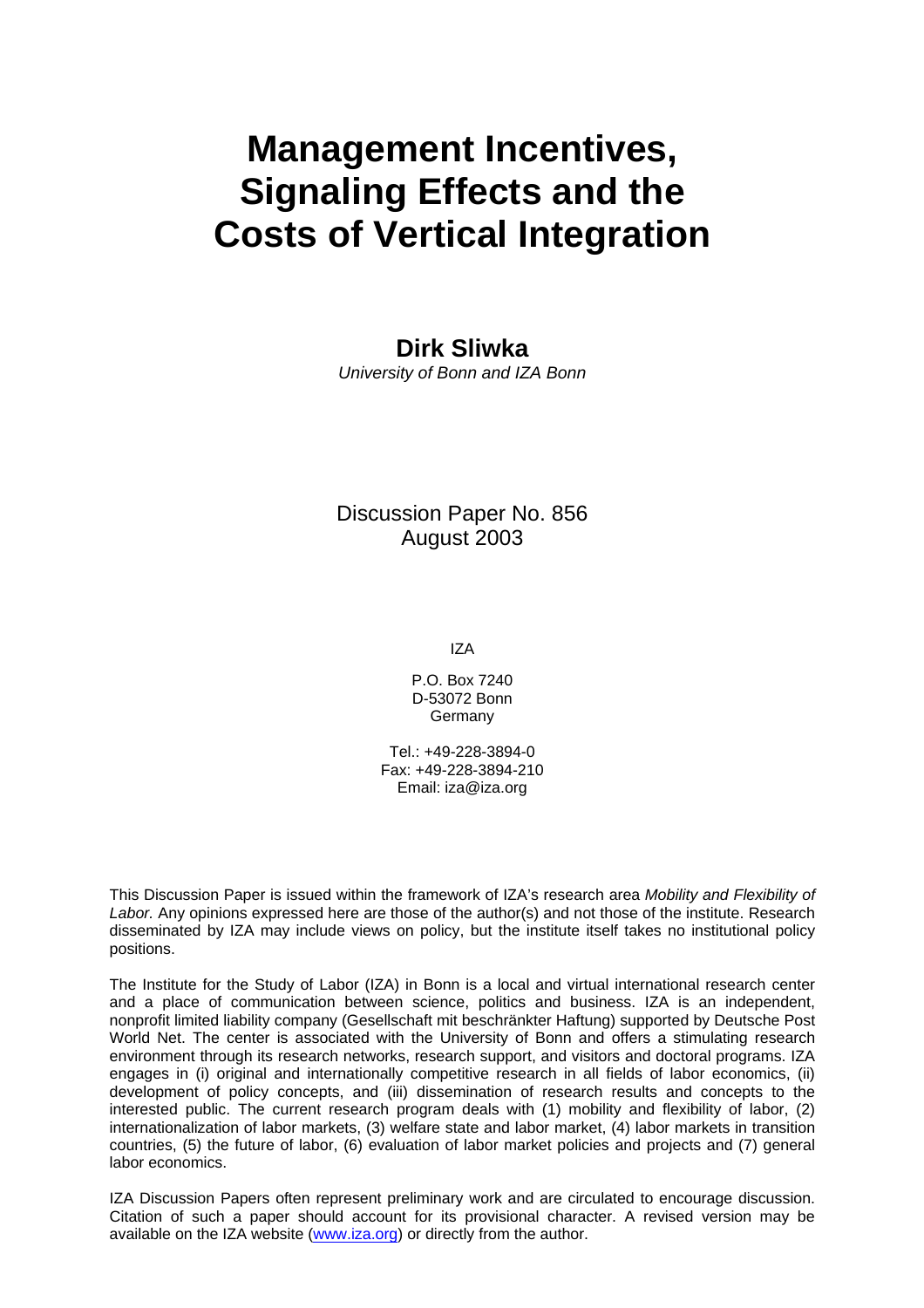# Management Incentives, Signaling Effects and the Costs of Vertical Integration

**Dirk Sliwka**

*University of Bonn and IZA Bonn*

Discussion Paper No. 856
August 2003

IZA

P.O. Box 7240
D-53072 Bonn
Germany

Tel.: +49-228-3894-0
Fax: +49-228-3894-210
Email: iza@iza.org

This Discussion Paper is issued within the framework of IZA's research area *Mobility and Flexibility of Labor.* Any opinions expressed here are those of the author(s) and not those of the institute. Research disseminated by IZA may include views on policy, but the institute itself takes no institutional policy positions.

The Institute for the Study of Labor (IZA) in Bonn is a local and virtual international research center and a place of communication between science, politics and business. IZA is an independent, nonprofit limited liability company (Gesellschaft mit beschränkter Haftung) supported by Deutsche Post World Net. The center is associated with the University of Bonn and offers a stimulating research environment through its research networks, research support, and visitors and doctoral programs. IZA engages in (i) original and internationally competitive research in all fields of labor economics, (ii) development of policy concepts, and (iii) dissemination of research results and concepts to the interested public. The current research program deals with (1) mobility and flexibility of labor, (2) internationalization of labor markets, (3) welfare state and labor market, (4) labor markets in transition countries, (5) the future of labor, (6) evaluation of labor market policies and projects and (7) general labor economics.

IZA Discussion Papers often represent preliminary work and are circulated to encourage discussion. Citation of such a paper should account for its provisional character. A revised version may be available on the IZA website (www.iza.org) or directly from the author.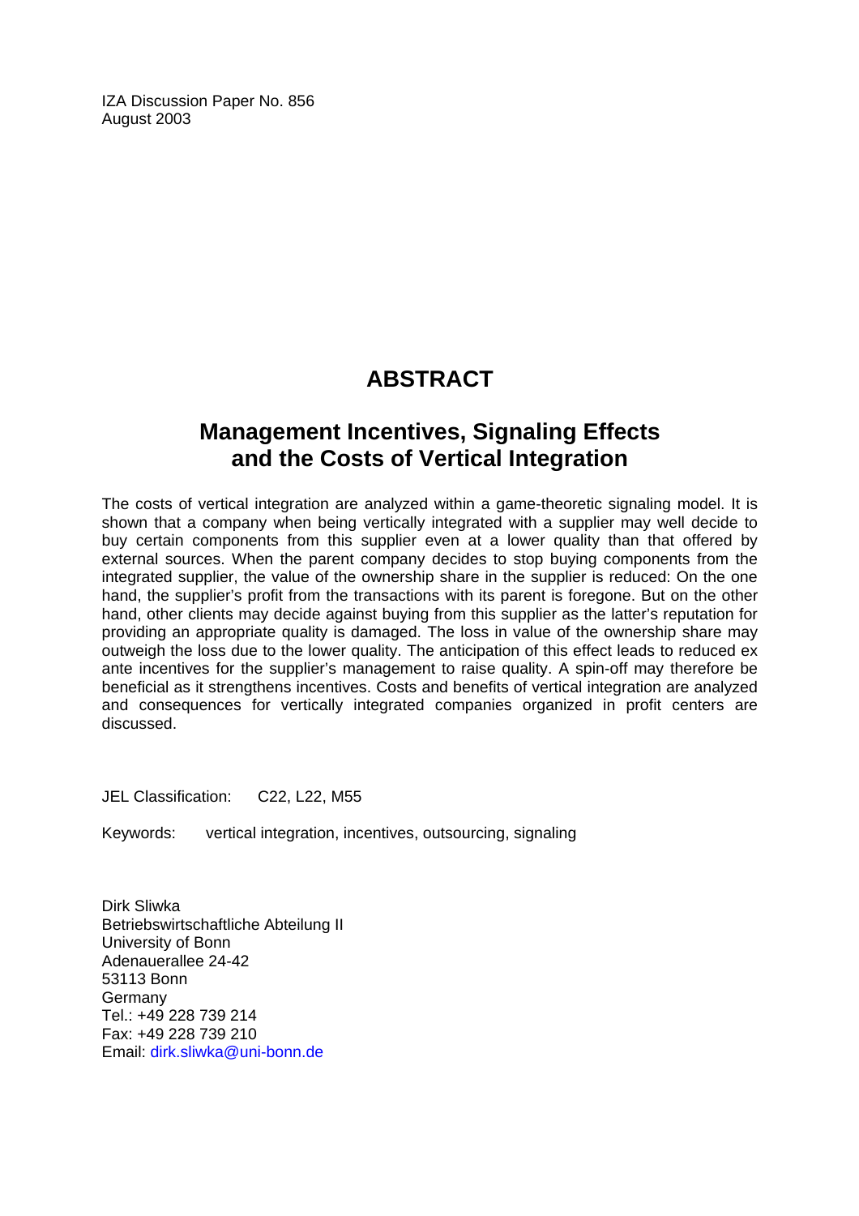IZA Discussion Paper No. 856
August 2003

# ABSTRACT

## Management Incentives, Signaling Effects and the Costs of Vertical Integration

The costs of vertical integration are analyzed within a game-theoretic signaling model. It is shown that a company when being vertically integrated with a supplier may well decide to buy certain components from this supplier even at a lower quality than that offered by external sources. When the parent company decides to stop buying components from the integrated supplier, the value of the ownership share in the supplier is reduced: On the one hand, the supplier's profit from the transactions with its parent is foregone. But on the other hand, other clients may decide against buying from this supplier as the latter's reputation for providing an appropriate quality is damaged. The loss in value of the ownership share may outweigh the loss due to the lower quality. The anticipation of this effect leads to reduced ex ante incentives for the supplier's management to raise quality. A spin-off may therefore be beneficial as it strengthens incentives. Costs and benefits of vertical integration are analyzed and consequences for vertically integrated companies organized in profit centers are discussed.

JEL Classification: C22, L22, M55

Keywords: vertical integration, incentives, outsourcing, signaling

Dirk Sliwka
Betriebswirtschaftliche Abteilung II
University of Bonn
Adenauerallee 24-42
53113 Bonn
Germany
Tel.: +49 228 739 214
Fax: +49 228 739 210
Email: dirk.sliwka@uni-bonn.de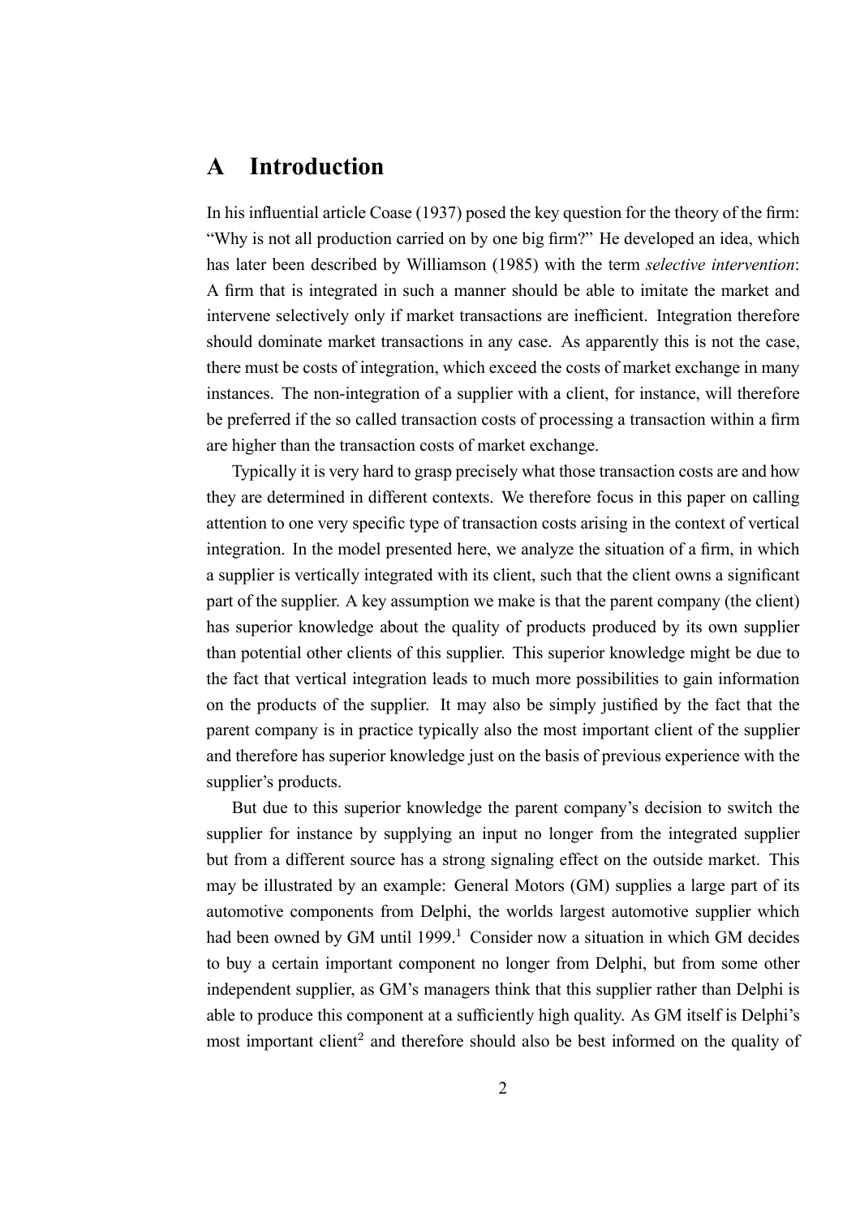# A Introduction

In his influential article Coase (1937) posed the key question for the theory of the firm: "Why is not all production carried on by one big firm?" He developed an idea, which has later been described by Williamson (1985) with the term *selective intervention*: A firm that is integrated in such a manner should be able to imitate the market and intervene selectively only if market transactions are inefficient. Integration therefore should dominate market transactions in any case. As apparently this is not the case, there must be costs of integration, which exceed the costs of market exchange in many instances. The non-integration of a supplier with a client, for instance, will therefore be preferred if the so called transaction costs of processing a transaction within a firm are higher than the transaction costs of market exchange.

Typically it is very hard to grasp precisely what those transaction costs are and how they are determined in different contexts. We therefore focus in this paper on calling attention to one very specific type of transaction costs arising in the context of vertical integration. In the model presented here, we analyze the situation of a firm, in which a supplier is vertically integrated with its client, such that the client owns a significant part of the supplier. A key assumption we make is that the parent company (the client) has superior knowledge about the quality of products produced by its own supplier than potential other clients of this supplier. This superior knowledge might be due to the fact that vertical integration leads to much more possibilities to gain information on the products of the supplier. It may also be simply justified by the fact that the parent company is in practice typically also the most important client of the supplier and therefore has superior knowledge just on the basis of previous experience with the supplier's products.

But due to this superior knowledge the parent company's decision to switch the supplier for instance by supplying an input no longer from the integrated supplier but from a different source has a strong signaling effect on the outside market. This may be illustrated by an example: General Motors (GM) supplies a large part of its automotive components from Delphi, the worlds largest automotive supplier which had been owned by GM until 1999.[1] Consider now a situation in which GM decides to buy a certain important component no longer from Delphi, but from some other independent supplier, as GM's managers think that this supplier rather than Delphi is able to produce this component at a sufficiently high quality. As GM itself is Delphi's most important client[2] and therefore should also be best informed on the quality of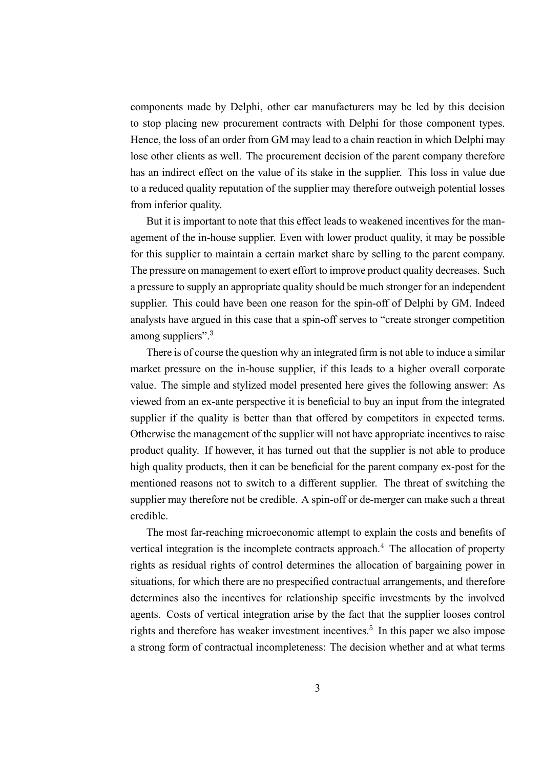components made by Delphi, other car manufacturers may be led by this decision to stop placing new procurement contracts with Delphi for those component types. Hence, the loss of an order from GM may lead to a chain reaction in which Delphi may lose other clients as well. The procurement decision of the parent company therefore has an indirect effect on the value of its stake in the supplier. This loss in value due to a reduced quality reputation of the supplier may therefore outweigh potential losses from inferior quality.

But it is important to note that this effect leads to weakened incentives for the management of the in-house supplier. Even with lower product quality, it may be possible for this supplier to maintain a certain market share by selling to the parent company. The pressure on management to exert effort to improve product quality decreases. Such a pressure to supply an appropriate quality should be much stronger for an independent supplier. This could have been one reason for the spin-off of Delphi by GM. Indeed analysts have argued in this case that a spin-off serves to "create stronger competition among suppliers".[3]

There is of course the question why an integrated firm is not able to induce a similar market pressure on the in-house supplier, if this leads to a higher overall corporate value. The simple and stylized model presented here gives the following answer: As viewed from an ex-ante perspective it is beneficial to buy an input from the integrated supplier if the quality is better than that offered by competitors in expected terms. Otherwise the management of the supplier will not have appropriate incentives to raise product quality. If however, it has turned out that the supplier is not able to produce high quality products, then it can be beneficial for the parent company ex-post for the mentioned reasons not to switch to a different supplier. The threat of switching the supplier may therefore not be credible. A spin-off or de-merger can make such a threat credible.

The most far-reaching microeconomic attempt to explain the costs and benefits of vertical integration is the incomplete contracts approach.[4] The allocation of property rights as residual rights of control determines the allocation of bargaining power in situations, for which there are no prespecified contractual arrangements, and therefore determines also the incentives for relationship specific investments by the involved agents. Costs of vertical integration arise by the fact that the supplier looses control rights and therefore has weaker investment incentives.[5] In this paper we also impose a strong form of contractual incompleteness: The decision whether and at what terms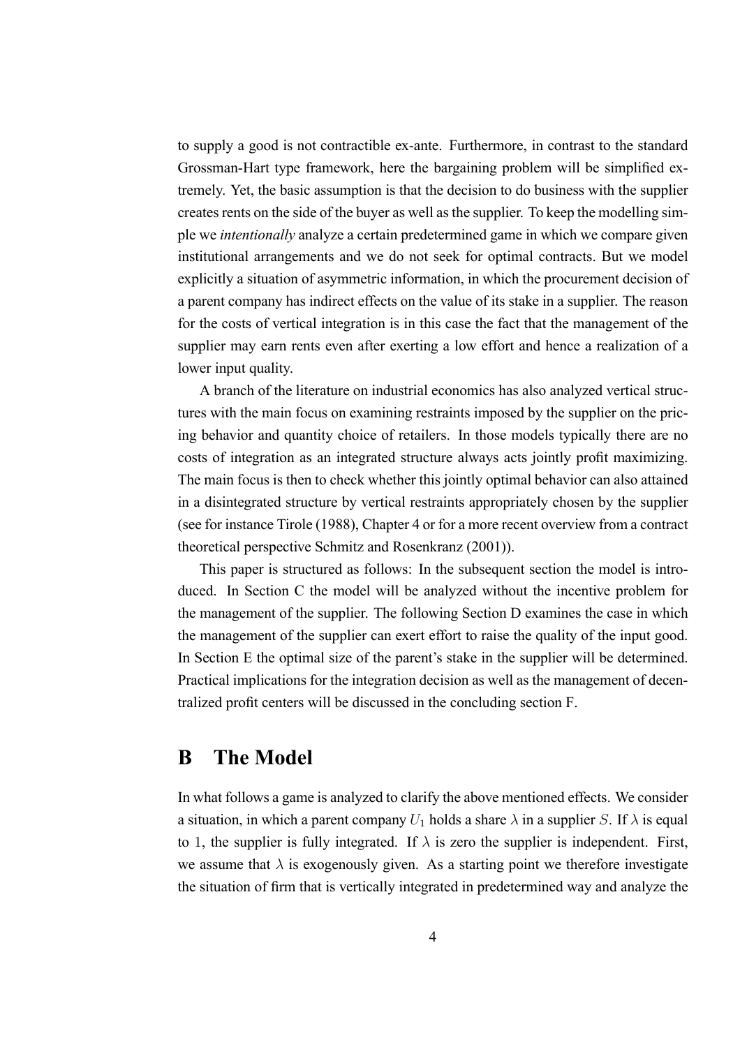to supply a good is not contractible ex-ante. Furthermore, in contrast to the standard Grossman-Hart type framework, here the bargaining problem will be simplified extremely. Yet, the basic assumption is that the decision to do business with the supplier creates rents on the side of the buyer as well as the supplier. To keep the modelling simple we *intentionally* analyze a certain predetermined game in which we compare given institutional arrangements and we do not seek for optimal contracts. But we model explicitly a situation of asymmetric information, in which the procurement decision of a parent company has indirect effects on the value of its stake in a supplier. The reason for the costs of vertical integration is in this case the fact that the management of the supplier may earn rents even after exerting a low effort and hence a realization of a lower input quality.

A branch of the literature on industrial economics has also analyzed vertical structures with the main focus on examining restraints imposed by the supplier on the pricing behavior and quantity choice of retailers. In those models typically there are no costs of integration as an integrated structure always acts jointly profit maximizing. The main focus is then to check whether this jointly optimal behavior can also attained in a disintegrated structure by vertical restraints appropriately chosen by the supplier (see for instance Tirole (1988), Chapter 4 or for a more recent overview from a contract theoretical perspective Schmitz and Rosenkranz (2001)).

This paper is structured as follows: In the subsequent section the model is introduced. In Section C the model will be analyzed without the incentive problem for the management of the supplier. The following Section D examines the case in which the management of the supplier can exert effort to raise the quality of the input good. In Section E the optimal size of the parent's stake in the supplier will be determined. Practical implications for the integration decision as well as the management of decentralized profit centers will be discussed in the concluding section F.

# B The Model

In what follows a game is analyzed to clarify the above mentioned effects. We consider a situation, in which a parent company $U_1$ holds a share $\lambda$ in a supplier $S$. If $\lambda$ is equal to 1, the supplier is fully integrated. If $\lambda$ is zero the supplier is independent. First, we assume that $\lambda$ is exogenously given. As a starting point we therefore investigate the situation of firm that is vertically integrated in predetermined way and analyze the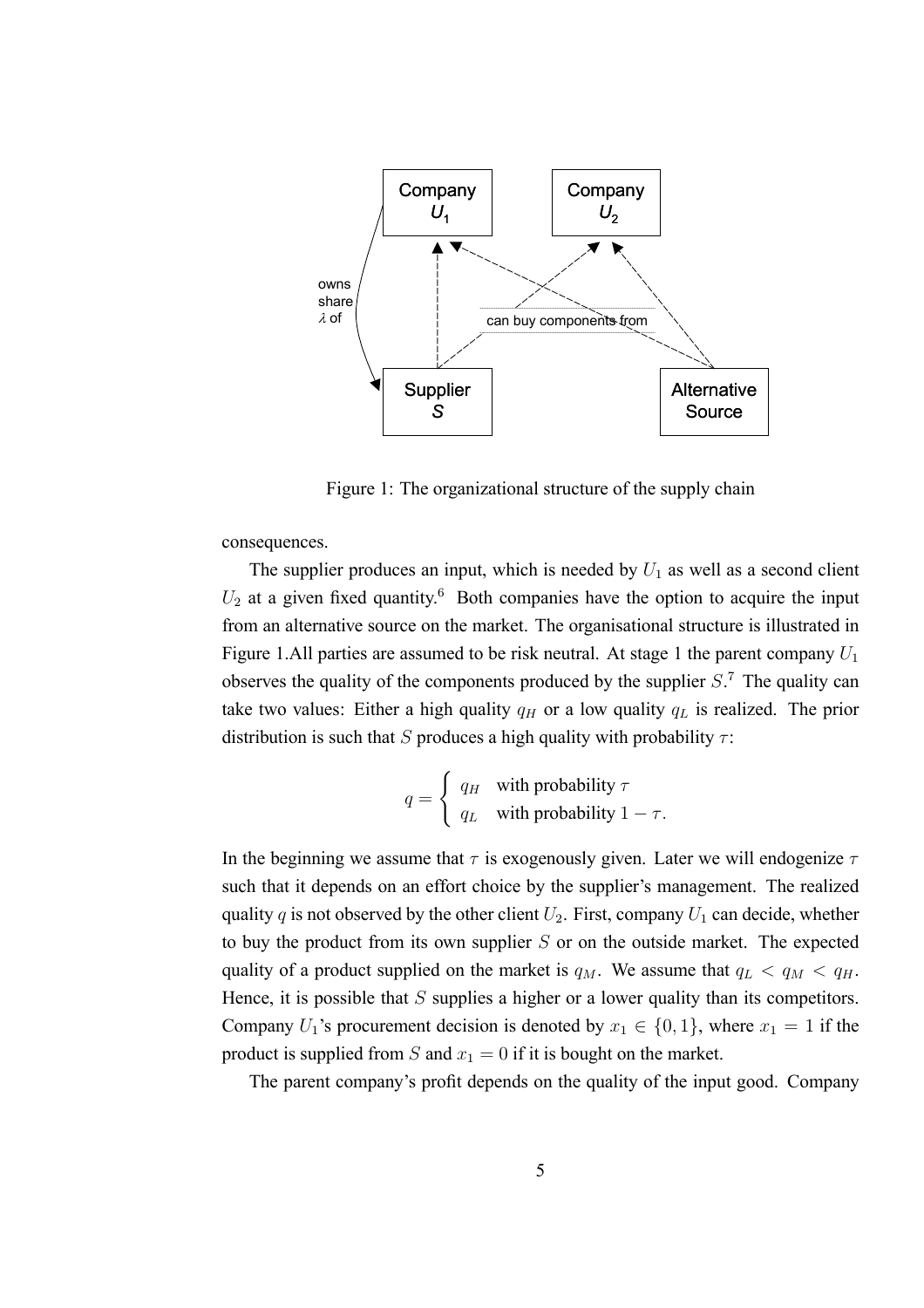Figure 1: The organizational structure of the supply chain

consequences.

The supplier produces an input, which is needed by $U_1$ as well as a second client $U_2$ at a given fixed quantity.[6] Both companies have the option to acquire the input from an alternative source on the market. The organisational structure is illustrated in Figure 1.All parties are assumed to be risk neutral. At stage 1 the parent company $U_1$ observes the quality of the components produced by the supplier $S$.[7] The quality can take two values: Either a high quality $q_H$ or a low quality $q_L$ is realized. The prior distribution is such that $S$ produces a high quality with probability $\tau$:

$$q = \begin{cases} q_H & \text{with probability } \tau \\ q_L & \text{with probability } 1 - \tau. \end{cases}$$

In the beginning we assume that $\tau$ is exogenously given. Later we will endogenize $\tau$ such that it depends on an effort choice by the supplier's management. The realized quality $q$ is not observed by the other client $U_2$. First, company $U_1$ can decide, whether to buy the product from its own supplier $S$ or on the outside market. The expected quality of a product supplied on the market is $q_M$. We assume that $q_L < q_M < q_H$. Hence, it is possible that $S$ supplies a higher or a lower quality than its competitors. Company $U_1$'s procurement decision is denoted by $x_1 \in \{0, 1\}$, where $x_1 = 1$ if the product is supplied from $S$ and $x_1 = 0$ if it is bought on the market.

The parent company's profit depends on the quality of the input good. Company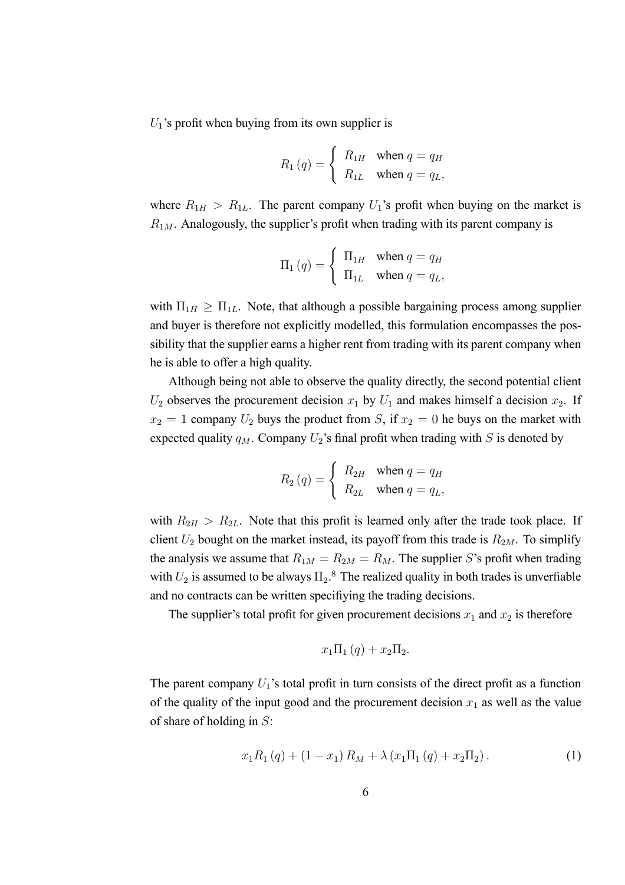$U_1$'s profit when buying from its own supplier is

$$R_1(q) = \begin{cases} R_{1H} & \text{when } q = q_H \\ R_{1L} & \text{when } q = q_L, \end{cases}$$

where $R_{1H} > R_{1L}$. The parent company $U_1$'s profit when buying on the market is $R_{1M}$. Analogously, the supplier's profit when trading with its parent company is

$$\Pi_1(q) = \begin{cases} \Pi_{1H} & \text{when } q = q_H \\ \Pi_{1L} & \text{when } q = q_L, \end{cases}$$

with $\Pi_{1H} \geq \Pi_{1L}$. Note, that although a possible bargaining process among supplier and buyer is therefore not explicitly modelled, this formulation encompasses the possibility that the supplier earns a higher rent from trading with its parent company when he is able to offer a high quality.

Although being not able to observe the quality directly, the second potential client $U_2$ observes the procurement decision $x_1$ by $U_1$ and makes himself a decision $x_2$. If $x_2 = 1$ company $U_2$ buys the product from $S$, if $x_2 = 0$ he buys on the market with expected quality $q_M$. Company $U_2$'s final profit when trading with $S$ is denoted by

$$R_2(q) = \begin{cases} R_{2H} & \text{when } q = q_H \\ R_{2L} & \text{when } q = q_L, \end{cases}$$

with $R_{2H} > R_{2L}$. Note that this profit is learned only after the trade took place. If client $U_2$ bought on the market instead, its payoff from this trade is $R_{2M}$. To simplify the analysis we assume that $R_{1M} = R_{2M} = R_M$. The supplier $S$'s profit when trading with $U_2$ is assumed to be always $\Pi_2$.[8] The realized quality in both trades is unverfiable and no contracts can be written specifiying the trading decisions.

The supplier's total profit for given procurement decisions $x_1$ and $x_2$ is therefore

$$x_1 \Pi_1(q) + x_2 \Pi_2.$$

The parent company $U_1$'s total profit in turn consists of the direct profit as a function of the quality of the input good and the procurement decision $x_1$ as well as the value of share of holding in $S$:

$$x_1 R_1(q) + (1 - x_1) R_M + \lambda (x_1 \Pi_1(q) + x_2 \Pi_2). \tag{1}$$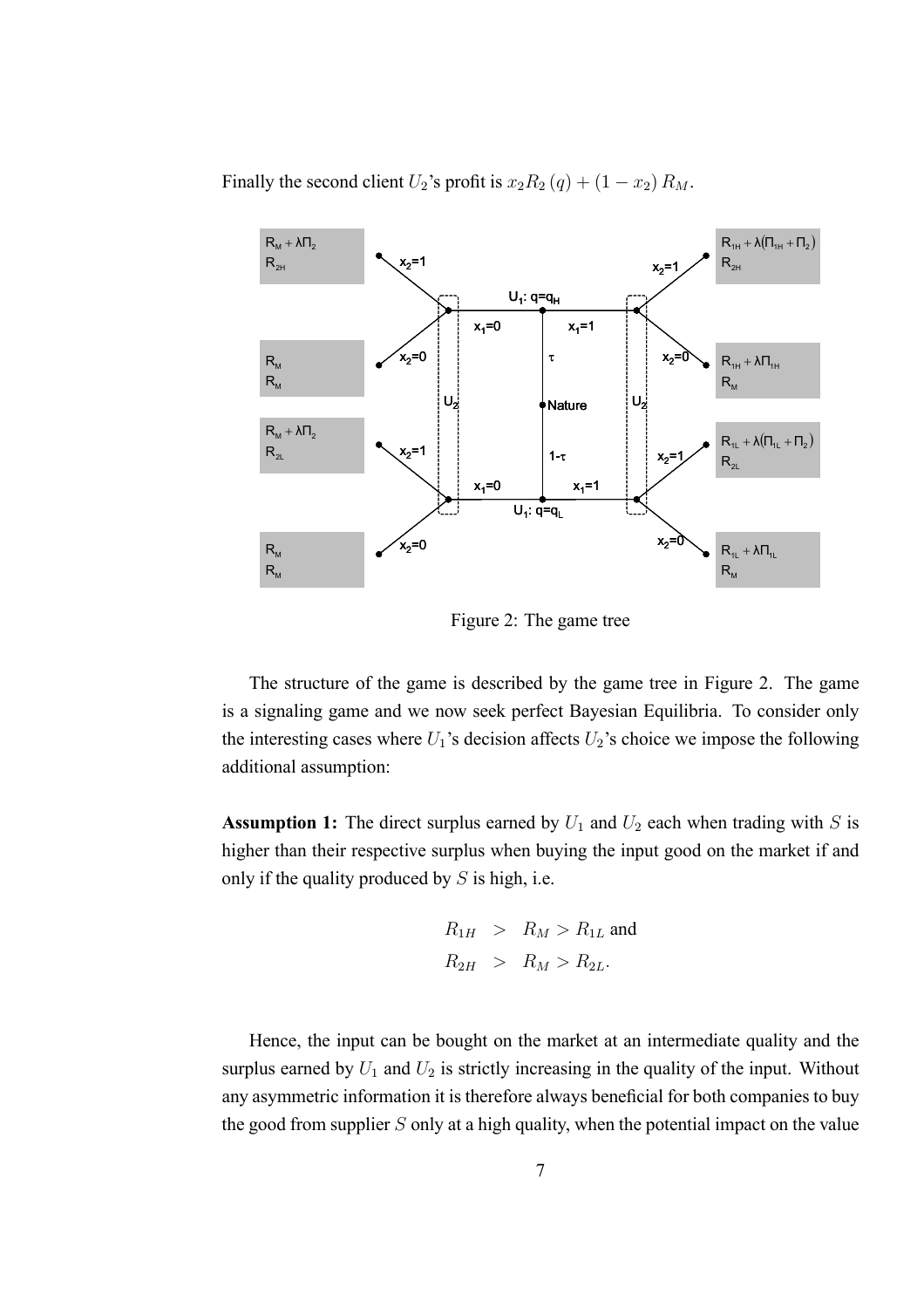Finally the second client $U_2$'s profit is $x_2 R_2(q) + (1 - x_2) R_M$.

Figure 2: The game tree

The structure of the game is described by the game tree in Figure 2. The game is a signaling game and we now seek perfect Bayesian Equilibria. To consider only the interesting cases where $U_1$'s decision affects $U_2$'s choice we impose the following additional assumption:

**Assumption 1:** The direct surplus earned by $U_1$ and $U_2$ each when trading with $S$ is higher than their respective surplus when buying the input good on the market if and only if the quality produced by $S$ is high, i.e.

$$
\begin{aligned}
R_{1H} &> R_M > R_{1L} \text{ and} \\
R_{2H} &> R_M > R_{2L}.
\end{aligned}
$$

Hence, the input can be bought on the market at an intermediate quality and the surplus earned by $U_1$ and $U_2$ is strictly increasing in the quality of the input. Without any asymmetric information it is therefore always beneficial for both companies to buy the good from supplier $S$ only at a high quality, when the potential impact on the value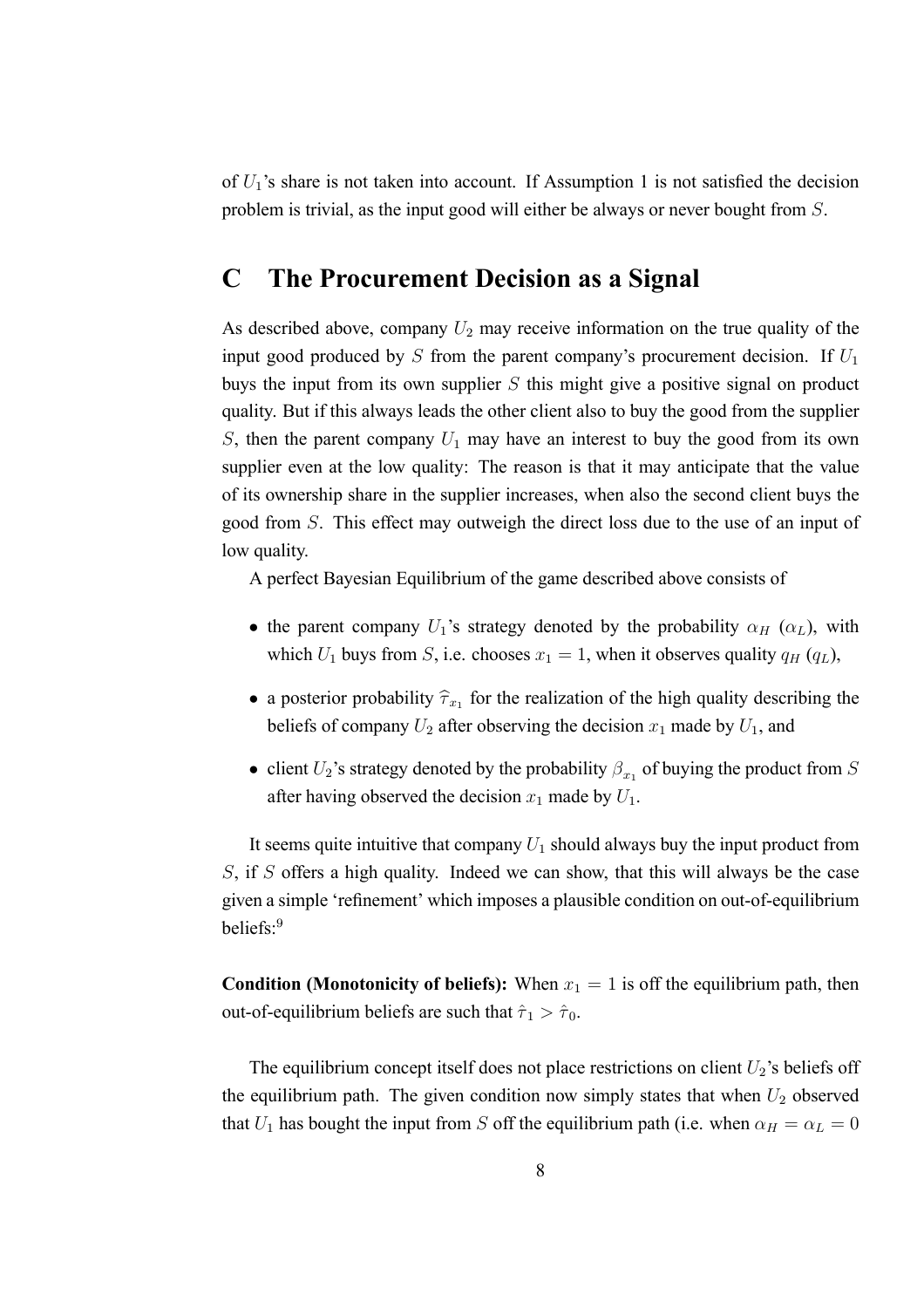of $U_1$'s share is not taken into account. If Assumption 1 is not satisfied the decision problem is trivial, as the input good will either be always or never bought from $S$.

## C The Procurement Decision as a Signal

As described above, company $U_2$ may receive information on the true quality of the input good produced by $S$ from the parent company's procurement decision. If $U_1$ buys the input from its own supplier $S$ this might give a positive signal on product quality. But if this always leads the other client also to buy the good from the supplier $S$, then the parent company $U_1$ may have an interest to buy the good from its own supplier even at the low quality: The reason is that it may anticipate that the value of its ownership share in the supplier increases, when also the second client buys the good from $S$. This effect may outweigh the direct loss due to the use of an input of low quality.

A perfect Bayesian Equilibrium of the game described above consists of

- the parent company $U_1$'s strategy denoted by the probability $\alpha_H$ ($\alpha_L$), with which $U_1$ buys from $S$, i.e. chooses $x_1 = 1$, when it observes quality $q_H$ ($q_L$),
- a posterior probability $\widehat{\tau}_{x_1}$ for the realization of the high quality describing the beliefs of company $U_2$ after observing the decision $x_1$ made by $U_1$, and
- client $U_2$'s strategy denoted by the probability $\beta_{x_1}$ of buying the product from $S$ after having observed the decision $x_1$ made by $U_1$.

It seems quite intuitive that company $U_1$ should always buy the input product from $S$, if $S$ offers a high quality. Indeed we can show, that this will always be the case given a simple 'refinement' which imposes a plausible condition on out-of-equilibrium beliefs:[9]

**Condition (Monotonicity of beliefs):** When $x_1 = 1$ is off the equilibrium path, then out-of-equilibrium beliefs are such that $\hat{\tau}_1 > \hat{\tau}_0$.

The equilibrium concept itself does not place restrictions on client $U_2$'s beliefs off the equilibrium path. The given condition now simply states that when $U_2$ observed that $U_1$ has bought the input from $S$ off the equilibrium path (i.e. when $\alpha_H = \alpha_L = 0$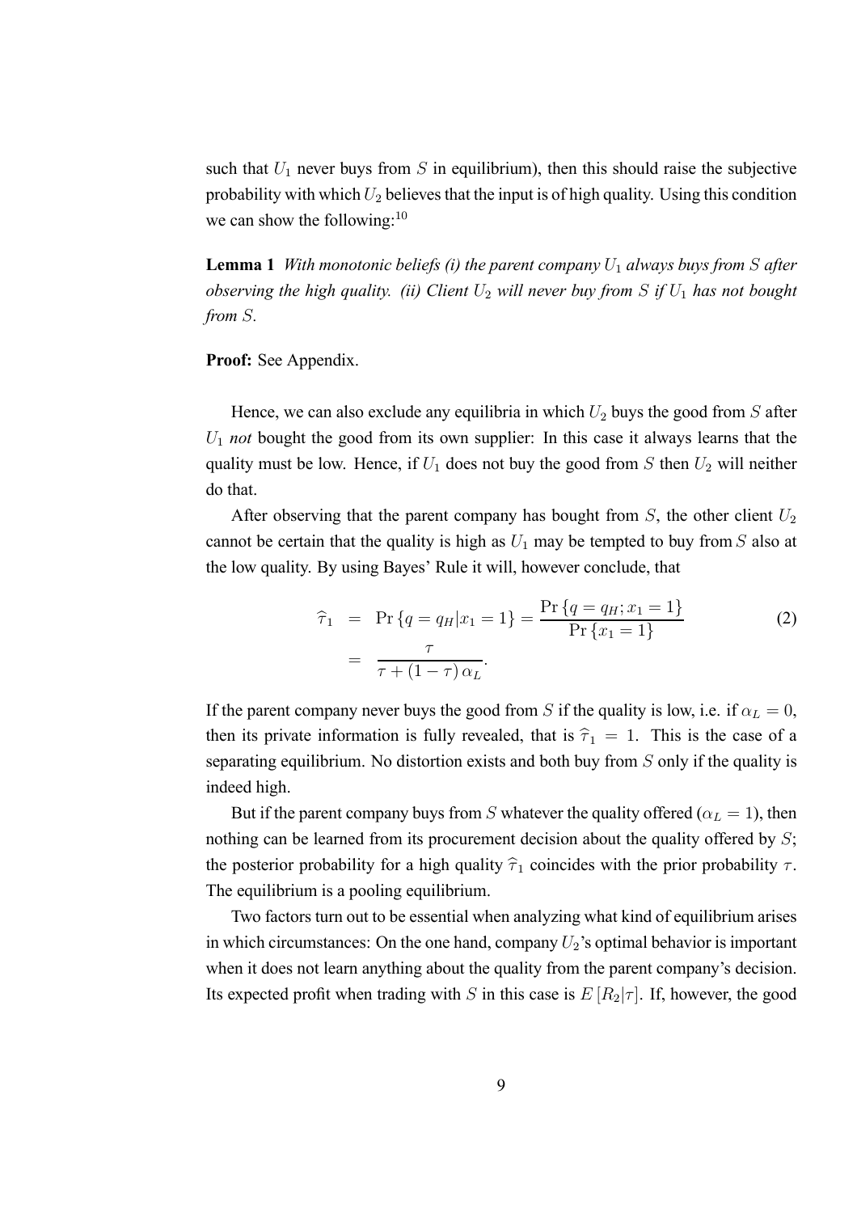such that $U_1$ never buys from $S$ in equilibrium), then this should raise the subjective probability with which $U_2$ believes that the input is of high quality. Using this condition we can show the following:[10]

**Lemma 1** *With monotonic beliefs (i) the parent company $U_1$ always buys from $S$ after observing the high quality. (ii) Client $U_2$ will never buy from $S$ if $U_1$ has not bought from $S$.*

**Proof:** See Appendix.

Hence, we can also exclude any equilibria in which $U_2$ buys the good from $S$ after $U_1$ *not* bought the good from its own supplier: In this case it always learns that the quality must be low. Hence, if $U_1$ does not buy the good from $S$ then $U_2$ will neither do that.

After observing that the parent company has bought from $S$, the other client $U_2$ cannot be certain that the quality is high as $U_1$ may be tempted to buy from $S$ also at the low quality. By using Bayes' Rule it will, however conclude, that

$$
\begin{aligned}
\widehat{\tau}_1 &= \Pr\{q = q_H | x_1 = 1\} = \frac{\Pr\{q = q_H ; x_1 = 1\}}{\Pr\{x_1 = 1\}} \\
&= \frac{\tau}{\tau + (1 - \tau)\,\alpha_L}.
\end{aligned}
\tag{2}
$$

If the parent company never buys the good from $S$ if the quality is low, i.e. if $\alpha_L = 0$, then its private information is fully revealed, that is $\widehat{\tau}_1 = 1$. This is the case of a separating equilibrium. No distortion exists and both buy from $S$ only if the quality is indeed high.

But if the parent company buys from $S$ whatever the quality offered ($\alpha_L = 1$), then nothing can be learned from its procurement decision about the quality offered by $S$; the posterior probability for a high quality $\widehat{\tau}_1$ coincides with the prior probability $\tau$. The equilibrium is a pooling equilibrium.

Two factors turn out to be essential when analyzing what kind of equilibrium arises in which circumstances: On the one hand, company $U_2$'s optimal behavior is important when it does not learn anything about the quality from the parent company's decision. Its expected profit when trading with $S$ in this case is $E[R_2|\tau]$. If, however, the good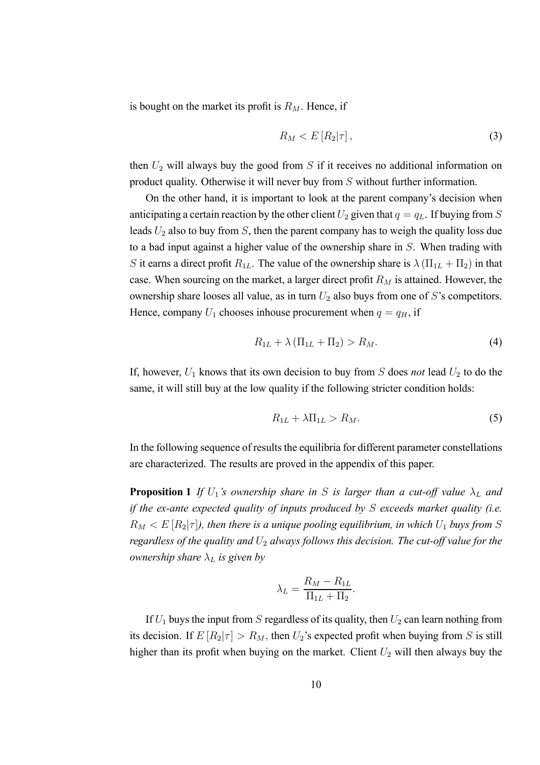is bought on the market its profit is $R_M$. Hence, if

$$R_M < E[R_2|\tau], \tag{3}$$

then $U_2$ will always buy the good from $S$ if it receives no additional information on product quality. Otherwise it will never buy from $S$ without further information.

On the other hand, it is important to look at the parent company's decision when anticipating a certain reaction by the other client $U_2$ given that $q = q_L$. If buying from $S$ leads $U_2$ also to buy from $S$, then the parent company has to weigh the quality loss due to a bad input against a higher value of the ownership share in $S$. When trading with $S$ it earns a direct profit $R_{1L}$. The value of the ownership share is $\lambda(\Pi_{1L} + \Pi_2)$ in that case. When sourcing on the market, a larger direct profit $R_M$ is attained. However, the ownership share looses all value, as in turn $U_2$ also buys from one of $S$'s competitors. Hence, company $U_1$ chooses inhouse procurement when $q = q_H$, if

$$R_{1L} + \lambda(\Pi_{1L} + \Pi_2) > R_M. \tag{4}$$

If, however, $U_1$ knows that its own decision to buy from $S$ does *not* lead $U_2$ to do the same, it will still buy at the low quality if the following stricter condition holds:

$$R_{1L} + \lambda\Pi_{1L} > R_M. \tag{5}$$

In the following sequence of results the equilibria for different parameter constellations are characterized. The results are proved in the appendix of this paper.

**Proposition 1** *If $U_1$'s ownership share in $S$ is larger than a cut-off value $\lambda_L$ and if the ex-ante expected quality of inputs produced by $S$ exceeds market quality (i.e. $R_M < E[R_2|\tau]$), then there is a unique pooling equilibrium, in which $U_1$ buys from $S$ regardless of the quality and $U_2$ always follows this decision. The cut-off value for the ownership share $\lambda_L$ is given by*

$$\lambda_L = \frac{R_M - R_{1L}}{\Pi_{1L} + \Pi_2}.$$

If $U_1$ buys the input from $S$ regardless of its quality, then $U_2$ can learn nothing from its decision. If $E[R_2|\tau] > R_M$, then $U_2$'s expected profit when buying from $S$ is still higher than its profit when buying on the market. Client $U_2$ will then always buy the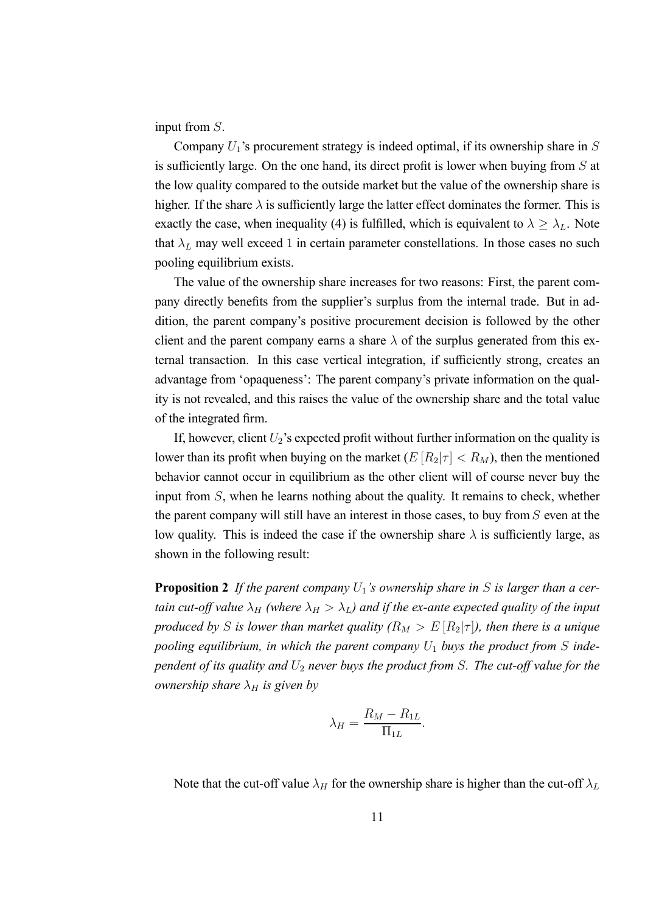input from $S$.

Company $U_1$'s procurement strategy is indeed optimal, if its ownership share in $S$ is sufficiently large. On the one hand, its direct profit is lower when buying from $S$ at the low quality compared to the outside market but the value of the ownership share is higher. If the share $\lambda$ is sufficiently large the latter effect dominates the former. This is exactly the case, when inequality (4) is fulfilled, which is equivalent to $\lambda \geq \lambda_L$. Note that $\lambda_L$ may well exceed 1 in certain parameter constellations. In those cases no such pooling equilibrium exists.

The value of the ownership share increases for two reasons: First, the parent company directly benefits from the supplier's surplus from the internal trade. But in addition, the parent company's positive procurement decision is followed by the other client and the parent company earns a share $\lambda$ of the surplus generated from this external transaction. In this case vertical integration, if sufficiently strong, creates an advantage from 'opaqueness': The parent company's private information on the quality is not revealed, and this raises the value of the ownership share and the total value of the integrated firm.

If, however, client $U_2$'s expected profit without further information on the quality is lower than its profit when buying on the market ($E[R_2|\tau] < R_M$), then the mentioned behavior cannot occur in equilibrium as the other client will of course never buy the input from $S$, when he learns nothing about the quality. It remains to check, whether the parent company will still have an interest in those cases, to buy from $S$ even at the low quality. This is indeed the case if the ownership share $\lambda$ is sufficiently large, as shown in the following result:

**Proposition 2** *If the parent company $U_1$'s ownership share in $S$ is larger than a certain cut-off value $\lambda_H$ (where $\lambda_H > \lambda_L$) and if the ex-ante expected quality of the input produced by $S$ is lower than market quality ($R_M > E[R_2|\tau]$), then there is a unique pooling equilibrium, in which the parent company $U_1$ buys the product from $S$ independent of its quality and $U_2$ never buys the product from $S$. The cut-off value for the ownership share $\lambda_H$ is given by*

$$\lambda_H = \frac{R_M - R_{1L}}{\Pi_{1L}}.$$

Note that the cut-off value $\lambda_H$ for the ownership share is higher than the cut-off $\lambda_L$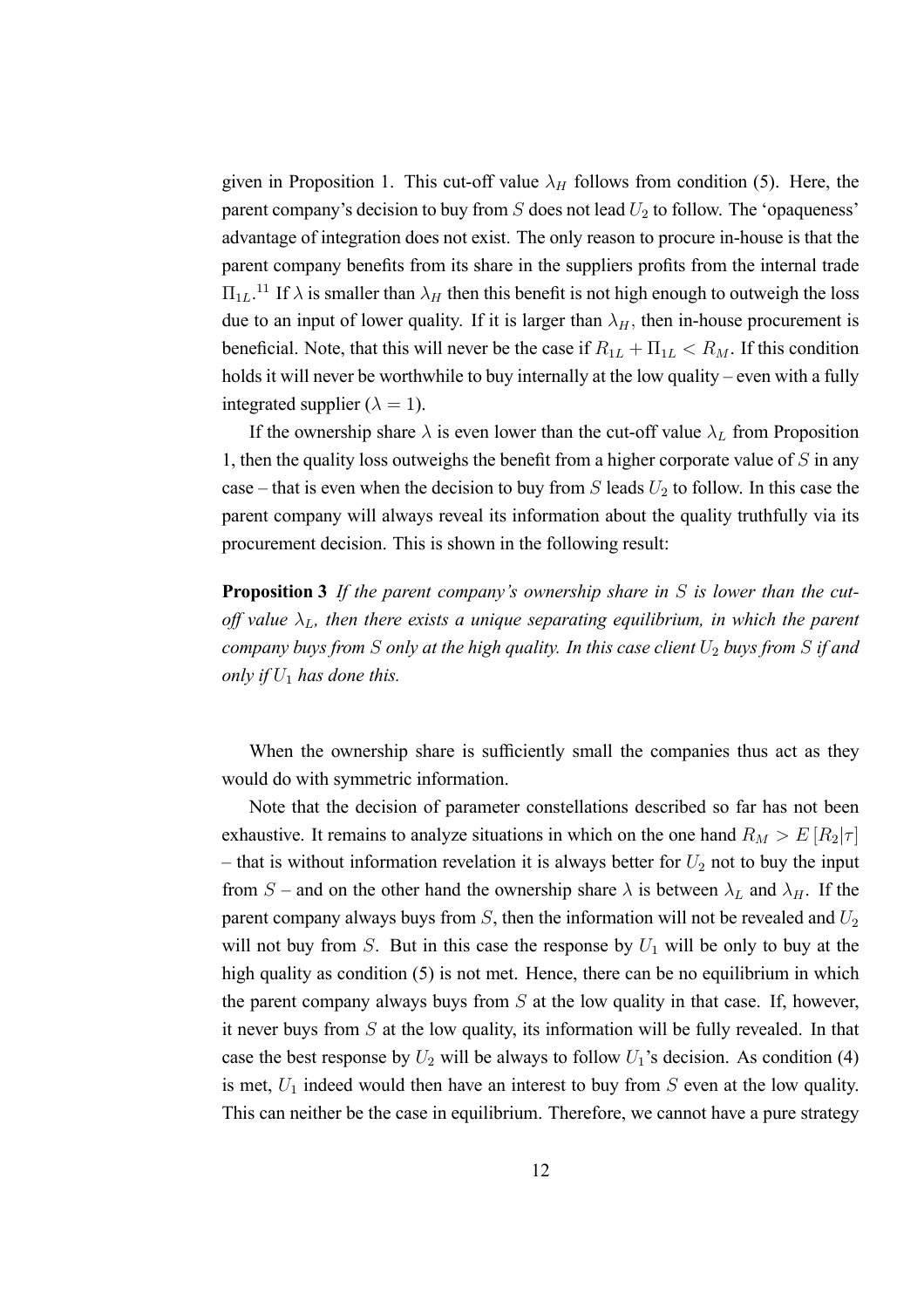given in Proposition 1. This cut-off value $\lambda_H$ follows from condition (5). Here, the parent company's decision to buy from $S$ does not lead $U_2$ to follow. The 'opaqueness' advantage of integration does not exist. The only reason to procure in-house is that the parent company benefits from its share in the suppliers profits from the internal trade $\Pi_{1L}$.[11] If $\lambda$ is smaller than $\lambda_H$ then this benefit is not high enough to outweigh the loss due to an input of lower quality. If it is larger than $\lambda_H$, then in-house procurement is beneficial. Note, that this will never be the case if $R_{1L} + \Pi_{1L} < R_M$. If this condition holds it will never be worthwhile to buy internally at the low quality – even with a fully integrated supplier ($\lambda = 1$).

If the ownership share $\lambda$ is even lower than the cut-off value $\lambda_L$ from Proposition 1, then the quality loss outweighs the benefit from a higher corporate value of $S$ in any case – that is even when the decision to buy from $S$ leads $U_2$ to follow. In this case the parent company will always reveal its information about the quality truthfully via its procurement decision. This is shown in the following result:

**Proposition 3** *If the parent company's ownership share in $S$ is lower than the cut-off value $\lambda_L$, then there exists a unique separating equilibrium, in which the parent company buys from $S$ only at the high quality. In this case client $U_2$ buys from $S$ if and only if $U_1$ has done this.*

When the ownership share is sufficiently small the companies thus act as they would do with symmetric information.

Note that the decision of parameter constellations described so far has not been exhaustive. It remains to analyze situations in which on the one hand $R_M > E[R_2|\tau]$ – that is without information revelation it is always better for $U_2$ not to buy the input from $S$ – and on the other hand the ownership share $\lambda$ is between $\lambda_L$ and $\lambda_H$. If the parent company always buys from $S$, then the information will not be revealed and $U_2$ will not buy from $S$. But in this case the response by $U_1$ will be only to buy at the high quality as condition (5) is not met. Hence, there can be no equilibrium in which the parent company always buys from $S$ at the low quality in that case. If, however, it never buys from $S$ at the low quality, its information will be fully revealed. In that case the best response by $U_2$ will be always to follow $U_1$'s decision. As condition (4) is met, $U_1$ indeed would then have an interest to buy from $S$ even at the low quality. This can neither be the case in equilibrium. Therefore, we cannot have a pure strategy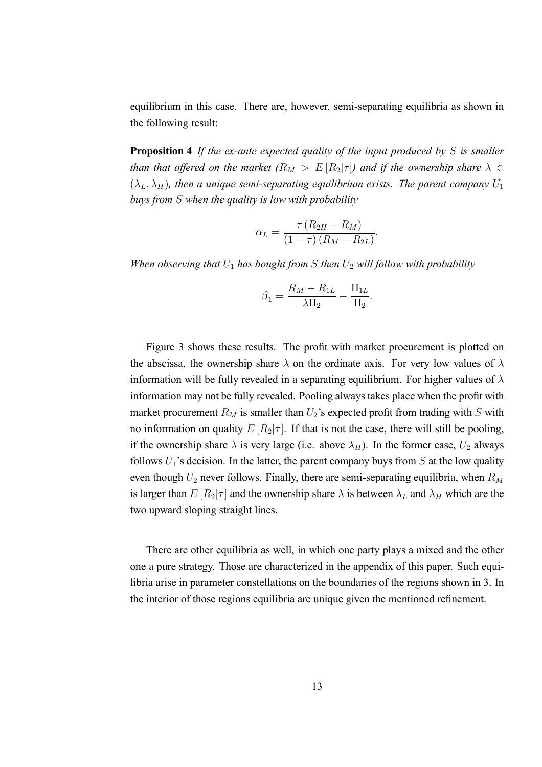equilibrium in this case. There are, however, semi-separating equilibria as shown in the following result:

**Proposition 4** *If the ex-ante expected quality of the input produced by $S$ is smaller than that offered on the market ($R_M > E[R_2|\tau]$) and if the ownership share $\lambda \in (\lambda_L, \lambda_H)$, then a unique semi-separating equilibrium exists. The parent company $U_1$ buys from $S$ when the quality is low with probability*

$$\alpha_L = \frac{\tau (R_{2H} - R_M)}{(1-\tau)(R_M - R_{2L})}.$$

*When observing that $U_1$ has bought from $S$ then $U_2$ will follow with probability*

$$\beta_1 = \frac{R_M - R_{1L}}{\lambda \Pi_2} - \frac{\Pi_{1L}}{\Pi_2}.$$

Figure 3 shows these results. The profit with market procurement is plotted on the abscissa, the ownership share $\lambda$ on the ordinate axis. For very low values of $\lambda$ information will be fully revealed in a separating equilibrium. For higher values of $\lambda$ information may not be fully revealed. Pooling always takes place when the profit with market procurement $R_M$ is smaller than $U_2$'s expected profit from trading with $S$ with no information on quality $E[R_2|\tau]$. If that is not the case, there will still be pooling, if the ownership share $\lambda$ is very large (i.e. above $\lambda_H$). In the former case, $U_2$ always follows $U_1$'s decision. In the latter, the parent company buys from $S$ at the low quality even though $U_2$ never follows. Finally, there are semi-separating equilibria, when $R_M$ is larger than $E[R_2|\tau]$ and the ownership share $\lambda$ is between $\lambda_L$ and $\lambda_H$ which are the two upward sloping straight lines.

There are other equilibria as well, in which one party plays a mixed and the other one a pure strategy. Those are characterized in the appendix of this paper. Such equilibria arise in parameter constellations on the boundaries of the regions shown in 3. In the interior of those regions equilibria are unique given the mentioned refinement.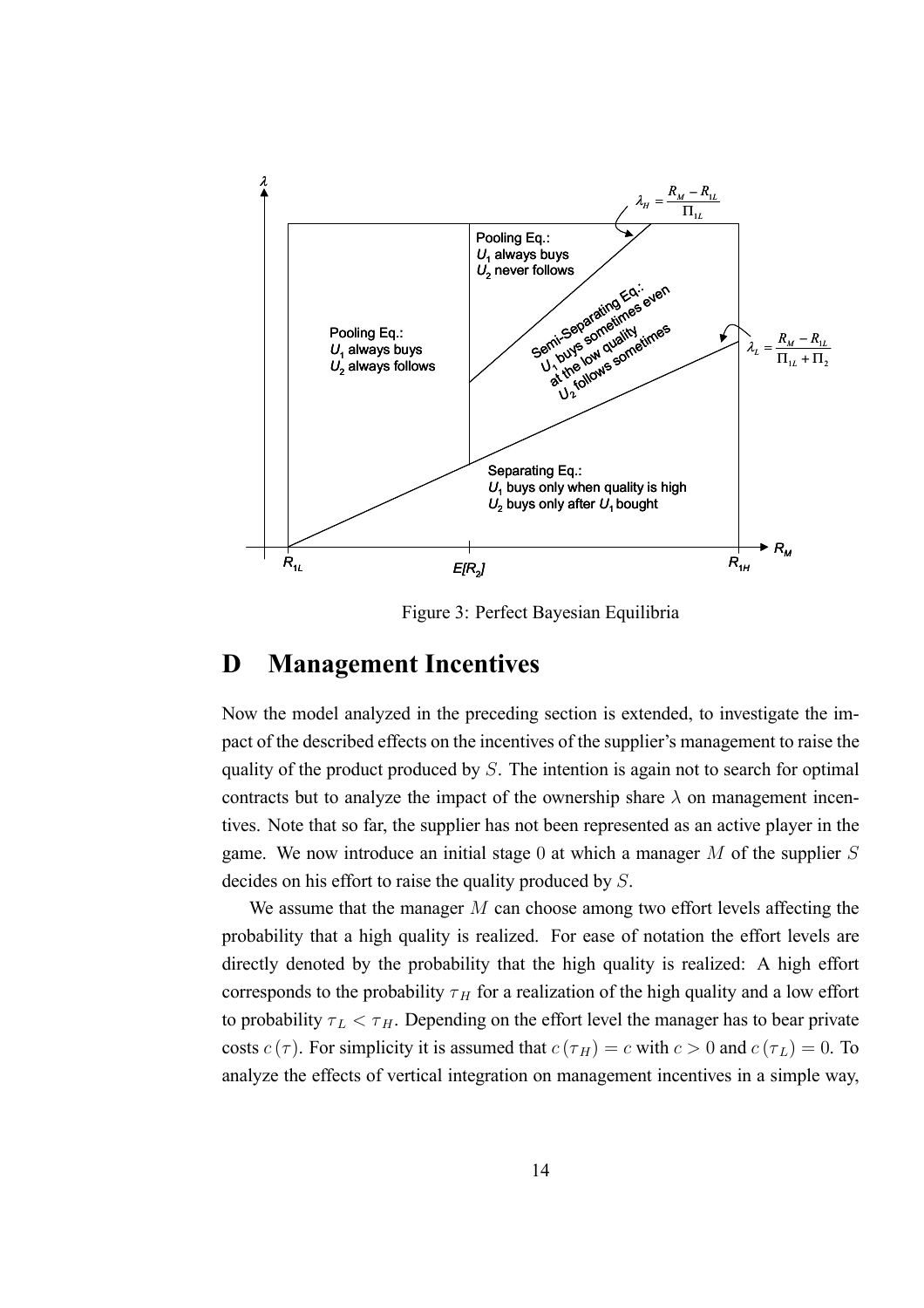Figure 3: Perfect Bayesian Equilibria

## D Management Incentives

Now the model analyzed in the preceding section is extended, to investigate the impact of the described effects on the incentives of the supplier's management to raise the quality of the product produced by $S$. The intention is again not to search for optimal contracts but to analyze the impact of the ownership share $\lambda$ on management incentives. Note that so far, the supplier has not been represented as an active player in the game. We now introduce an initial stage 0 at which a manager $M$ of the supplier $S$ decides on his effort to raise the quality produced by $S$.

We assume that the manager $M$ can choose among two effort levels affecting the probability that a high quality is realized. For ease of notation the effort levels are directly denoted by the probability that the high quality is realized: A high effort corresponds to the probability $\tau_H$ for a realization of the high quality and a low effort to probability $\tau_L < \tau_H$. Depending on the effort level the manager has to bear private costs $c(\tau)$. For simplicity it is assumed that $c(\tau_H) = c$ with $c > 0$ and $c(\tau_L) = 0$. To analyze the effects of vertical integration on management incentives in a simple way,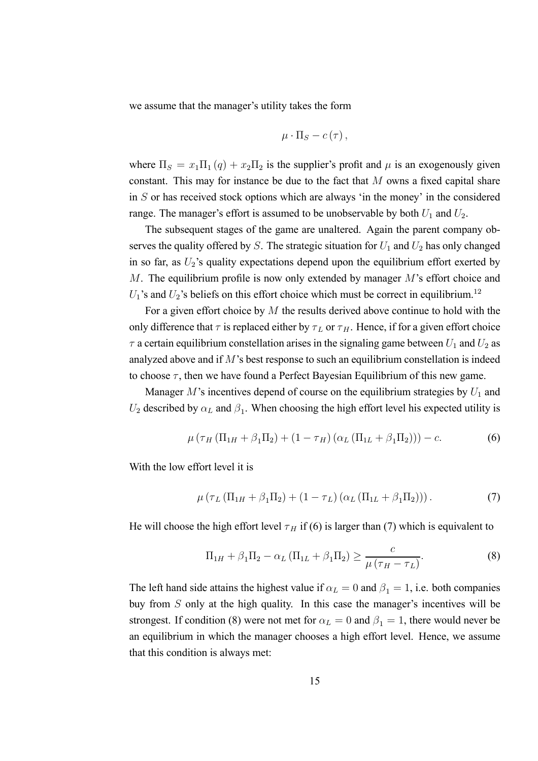we assume that the manager's utility takes the form

$$\mu \cdot \Pi_S - c(\tau),$$

where $\Pi_S = x_1 \Pi_1(q) + x_2 \Pi_2$ is the supplier's profit and $\mu$ is an exogenously given constant. This may for instance be due to the fact that $M$ owns a fixed capital share in $S$ or has received stock options which are always 'in the money' in the considered range. The manager's effort is assumed to be unobservable by both $U_1$ and $U_2$.

The subsequent stages of the game are unaltered. Again the parent company observes the quality offered by $S$. The strategic situation for $U_1$ and $U_2$ has only changed in so far, as $U_2$'s quality expectations depend upon the equilibrium effort exerted by $M$. The equilibrium profile is now only extended by manager $M$'s effort choice and $U_1$'s and $U_2$'s beliefs on this effort choice which must be correct in equilibrium.[12]

For a given effort choice by $M$ the results derived above continue to hold with the only difference that $\tau$ is replaced either by $\tau_L$ or $\tau_H$. Hence, if for a given effort choice $\tau$ a certain equilibrium constellation arises in the signaling game between $U_1$ and $U_2$ as analyzed above and if $M$'s best response to such an equilibrium constellation is indeed to choose $\tau$, then we have found a Perfect Bayesian Equilibrium of this new game.

Manager $M$'s incentives depend of course on the equilibrium strategies by $U_1$ and $U_2$ described by $\alpha_L$ and $\beta_1$. When choosing the high effort level his expected utility is

$$\mu \left( \tau_H \left( \Pi_{1H} + \beta_1 \Pi_2 \right) + (1 - \tau_H) \left( \alpha_L \left( \Pi_{1L} + \beta_1 \Pi_2 \right) \right) \right) - c. \tag{6}$$

With the low effort level it is

$$\mu \left( \tau_L \left( \Pi_{1H} + \beta_1 \Pi_2 \right) + (1 - \tau_L) \left( \alpha_L \left( \Pi_{1L} + \beta_1 \Pi_2 \right) \right) \right). \tag{7}$$

He will choose the high effort level $\tau_H$ if (6) is larger than (7) which is equivalent to

$$\Pi_{1H} + \beta_1 \Pi_2 - \alpha_L \left( \Pi_{1L} + \beta_1 \Pi_2 \right) \geq \frac{c}{\mu \left( \tau_H - \tau_L \right)}. \tag{8}$$

The left hand side attains the highest value if $\alpha_L = 0$ and $\beta_1 = 1$, i.e. both companies buy from $S$ only at the high quality. In this case the manager's incentives will be strongest. If condition (8) were not met for $\alpha_L = 0$ and $\beta_1 = 1$, there would never be an equilibrium in which the manager chooses a high effort level. Hence, we assume that this condition is always met: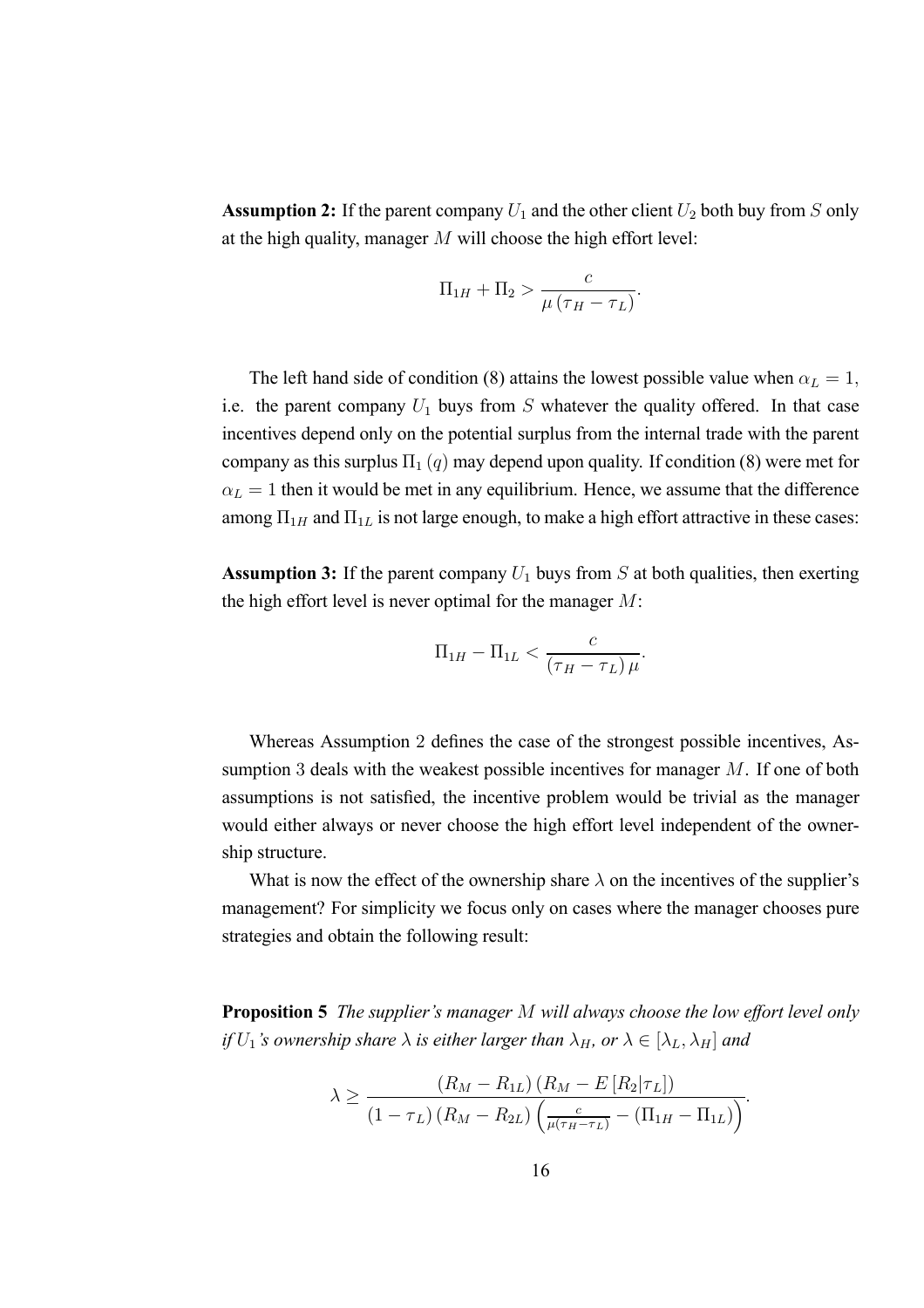**Assumption 2:** If the parent company $U_1$ and the other client $U_2$ both buy from $S$ only at the high quality, manager $M$ will choose the high effort level:

$$\Pi_{1H} + \Pi_2 > \frac{c}{\mu(\tau_H - \tau_L)}.$$

The left hand side of condition (8) attains the lowest possible value when $\alpha_L = 1$, i.e. the parent company $U_1$ buys from $S$ whatever the quality offered. In that case incentives depend only on the potential surplus from the internal trade with the parent company as this surplus $\Pi_1(q)$ may depend upon quality. If condition (8) were met for $\alpha_L = 1$ then it would be met in any equilibrium. Hence, we assume that the difference among $\Pi_{1H}$ and $\Pi_{1L}$ is not large enough, to make a high effort attractive in these cases:

**Assumption 3:** If the parent company $U_1$ buys from $S$ at both qualities, then exerting the high effort level is never optimal for the manager $M$:

$$\Pi_{1H} - \Pi_{1L} < \frac{c}{(\tau_H - \tau_L)\mu}.$$

Whereas Assumption 2 defines the case of the strongest possible incentives, Assumption 3 deals with the weakest possible incentives for manager $M$. If one of both assumptions is not satisfied, the incentive problem would be trivial as the manager would either always or never choose the high effort level independent of the ownership structure.

What is now the effect of the ownership share $\lambda$ on the incentives of the supplier's management? For simplicity we focus only on cases where the manager chooses pure strategies and obtain the following result:

**Proposition 5** *The supplier's manager $M$ will always choose the low effort level only if $U_1$'s ownership share $\lambda$ is either larger than $\lambda_H$, or $\lambda \in [\lambda_L, \lambda_H]$ and*

$$\lambda \geq \frac{(R_M - R_{1L})(R_M - E[R_2|\tau_L])}{(1-\tau_L)(R_M - R_{2L})\left(\frac{c}{\mu(\tau_H - \tau_L)} - (\Pi_{1H} - \Pi_{1L})\right)}.$$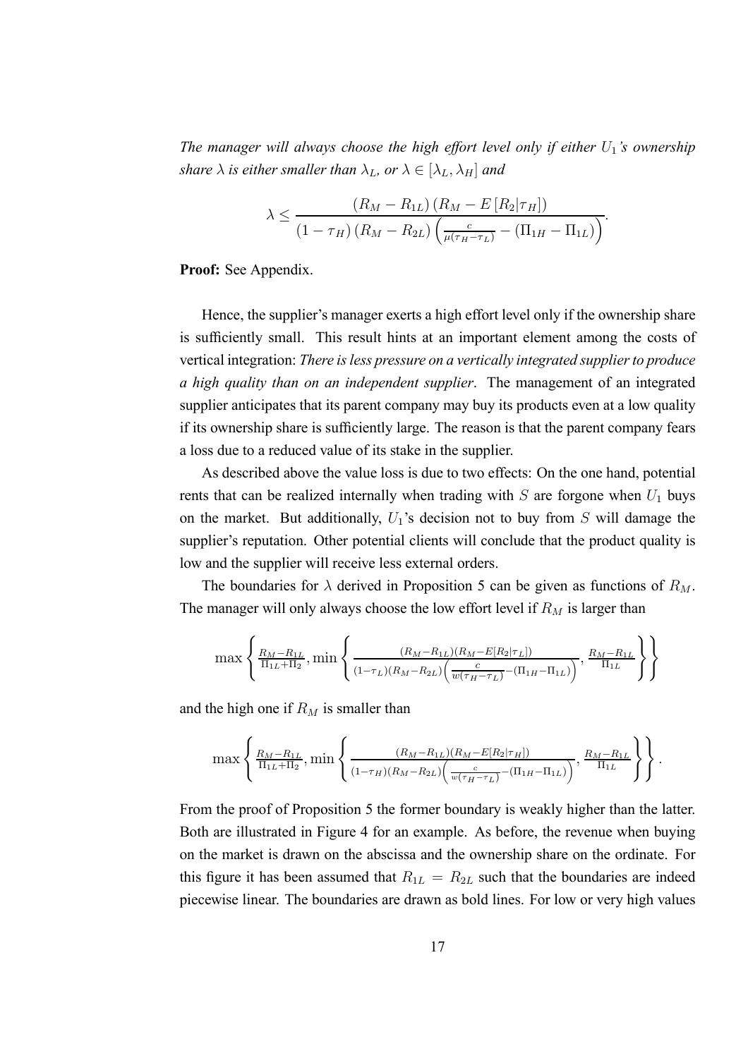*The manager will always choose the high effort level only if either $U_1$'s ownership share $\lambda$ is either smaller than $\lambda_L$, or $\lambda \in [\lambda_L, \lambda_H]$ and*

$$\lambda \leq \frac{(R_M - R_{1L})(R_M - E[R_2|\tau_H])}{(1-\tau_H)(R_M - R_{2L})\left(\frac{c}{\mu(\tau_H - \tau_L)} - (\Pi_{1H} - \Pi_{1L})\right)}.$$

**Proof:** See Appendix.

Hence, the supplier's manager exerts a high effort level only if the ownership share is sufficiently small. This result hints at an important element among the costs of vertical integration: *There is less pressure on a vertically integrated supplier to produce a high quality than on an independent supplier*. The management of an integrated supplier anticipates that its parent company may buy its products even at a low quality if its ownership share is sufficiently large. The reason is that the parent company fears a loss due to a reduced value of its stake in the supplier.

As described above the value loss is due to two effects: On the one hand, potential rents that can be realized internally when trading with $S$ are forgone when $U_1$ buys on the market. But additionally, $U_1$'s decision not to buy from $S$ will damage the supplier's reputation. Other potential clients will conclude that the product quality is low and the supplier will receive less external orders.

The boundaries for $\lambda$ derived in Proposition 5 can be given as functions of $R_M$. The manager will only always choose the low effort level if $R_M$ is larger than

$$\max\left\{\frac{R_M - R_{1L}}{\Pi_{1L} + \Pi_2}, \min\left\{\frac{(R_M - R_{1L})(R_M - E[R_2|\tau_L])}{(1-\tau_L)(R_M - R_{2L})\left(\frac{c}{w(\tau_H - \tau_L)} - (\Pi_{1H} - \Pi_{1L})\right)}, \frac{R_M - R_{1L}}{\Pi_{1L}}\right\}\right\}$$

and the high one if $R_M$ is smaller than

$$\max\left\{\frac{R_M - R_{1L}}{\Pi_{1L} + \Pi_2}, \min\left\{\frac{(R_M - R_{1L})(R_M - E[R_2|\tau_H])}{(1-\tau_H)(R_M - R_{2L})\left(\frac{c}{w(\tau_H - \tau_L)} - (\Pi_{1H} - \Pi_{1L})\right)}, \frac{R_M - R_{1L}}{\Pi_{1L}}\right\}\right\}.$$

From the proof of Proposition 5 the former boundary is weakly higher than the latter. Both are illustrated in Figure 4 for an example. As before, the revenue when buying on the market is drawn on the abscissa and the ownership share on the ordinate. For this figure it has been assumed that $R_{1L} = R_{2L}$ such that the boundaries are indeed piecewise linear. The boundaries are drawn as bold lines. For low or very high values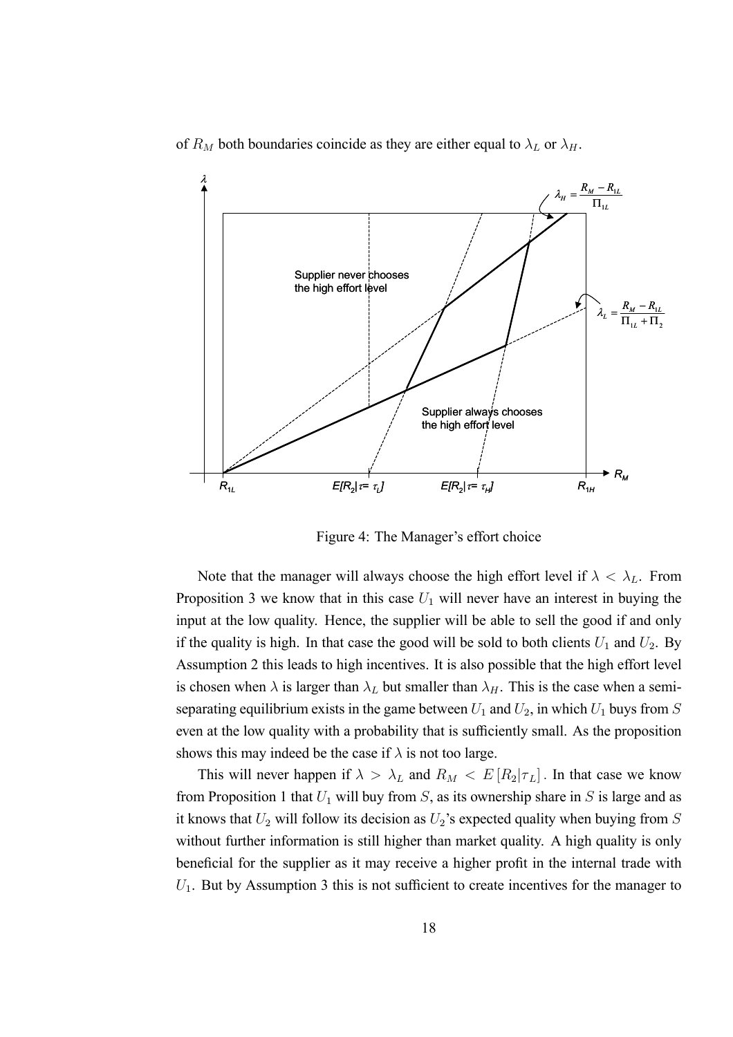of $R_M$ both boundaries coincide as they are either equal to $\lambda_L$ or $\lambda_H$.

Figure 4: The Manager's effort choice

Note that the manager will always choose the high effort level if $\lambda < \lambda_L$. From Proposition 3 we know that in this case $U_1$ will never have an interest in buying the input at the low quality. Hence, the supplier will be able to sell the good if and only if the quality is high. In that case the good will be sold to both clients $U_1$ and $U_2$. By Assumption 2 this leads to high incentives. It is also possible that the high effort level is chosen when $\lambda$ is larger than $\lambda_L$ but smaller than $\lambda_H$. This is the case when a semi-separating equilibrium exists in the game between $U_1$ and $U_2$, in which $U_1$ buys from $S$ even at the low quality with a probability that is sufficiently small. As the proposition shows this may indeed be the case if $\lambda$ is not too large.

This will never happen if $\lambda > \lambda_L$ and $R_M < E[R_2|\tau_L]$. In that case we know from Proposition 1 that $U_1$ will buy from $S$, as its ownership share in $S$ is large and as it knows that $U_2$ will follow its decision as $U_2$'s expected quality when buying from $S$ without further information is still higher than market quality. A high quality is only beneficial for the supplier as it may receive a higher profit in the internal trade with $U_1$. But by Assumption 3 this is not sufficient to create incentives for the manager to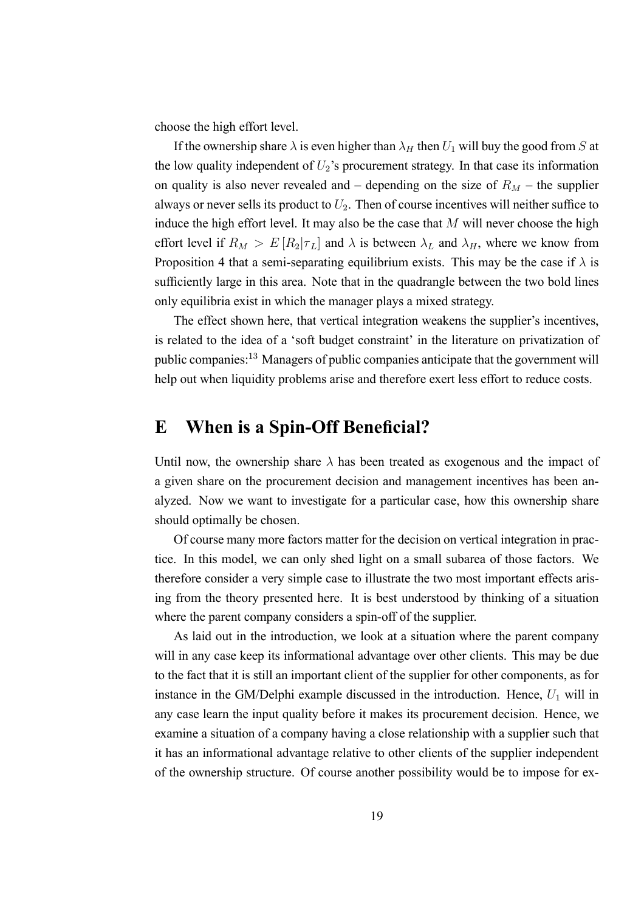choose the high effort level.

If the ownership share $\lambda$ is even higher than $\lambda_H$ then $U_1$ will buy the good from $S$ at the low quality independent of $U_2$'s procurement strategy. In that case its information on quality is also never revealed and – depending on the size of $R_M$ – the supplier always or never sells its product to $U_2$. Then of course incentives will neither suffice to induce the high effort level. It may also be the case that $M$ will never choose the high effort level if $R_M > E[R_2|\tau_L]$ and $\lambda$ is between $\lambda_L$ and $\lambda_H$, where we know from Proposition 4 that a semi-separating equilibrium exists. This may be the case if $\lambda$ is sufficiently large in this area. Note that in the quadrangle between the two bold lines only equilibria exist in which the manager plays a mixed strategy.

The effect shown here, that vertical integration weakens the supplier's incentives, is related to the idea of a 'soft budget constraint' in the literature on privatization of public companies:[13] Managers of public companies anticipate that the government will help out when liquidity problems arise and therefore exert less effort to reduce costs.

# E When is a Spin-Off Beneficial?

Until now, the ownership share $\lambda$ has been treated as exogenous and the impact of a given share on the procurement decision and management incentives has been analyzed. Now we want to investigate for a particular case, how this ownership share should optimally be chosen.

Of course many more factors matter for the decision on vertical integration in practice. In this model, we can only shed light on a small subarea of those factors. We therefore consider a very simple case to illustrate the two most important effects arising from the theory presented here. It is best understood by thinking of a situation where the parent company considers a spin-off of the supplier.

As laid out in the introduction, we look at a situation where the parent company will in any case keep its informational advantage over other clients. This may be due to the fact that it is still an important client of the supplier for other components, as for instance in the GM/Delphi example discussed in the introduction. Hence, $U_1$ will in any case learn the input quality before it makes its procurement decision. Hence, we examine a situation of a company having a close relationship with a supplier such that it has an informational advantage relative to other clients of the supplier independent of the ownership structure. Of course another possibility would be to impose for ex-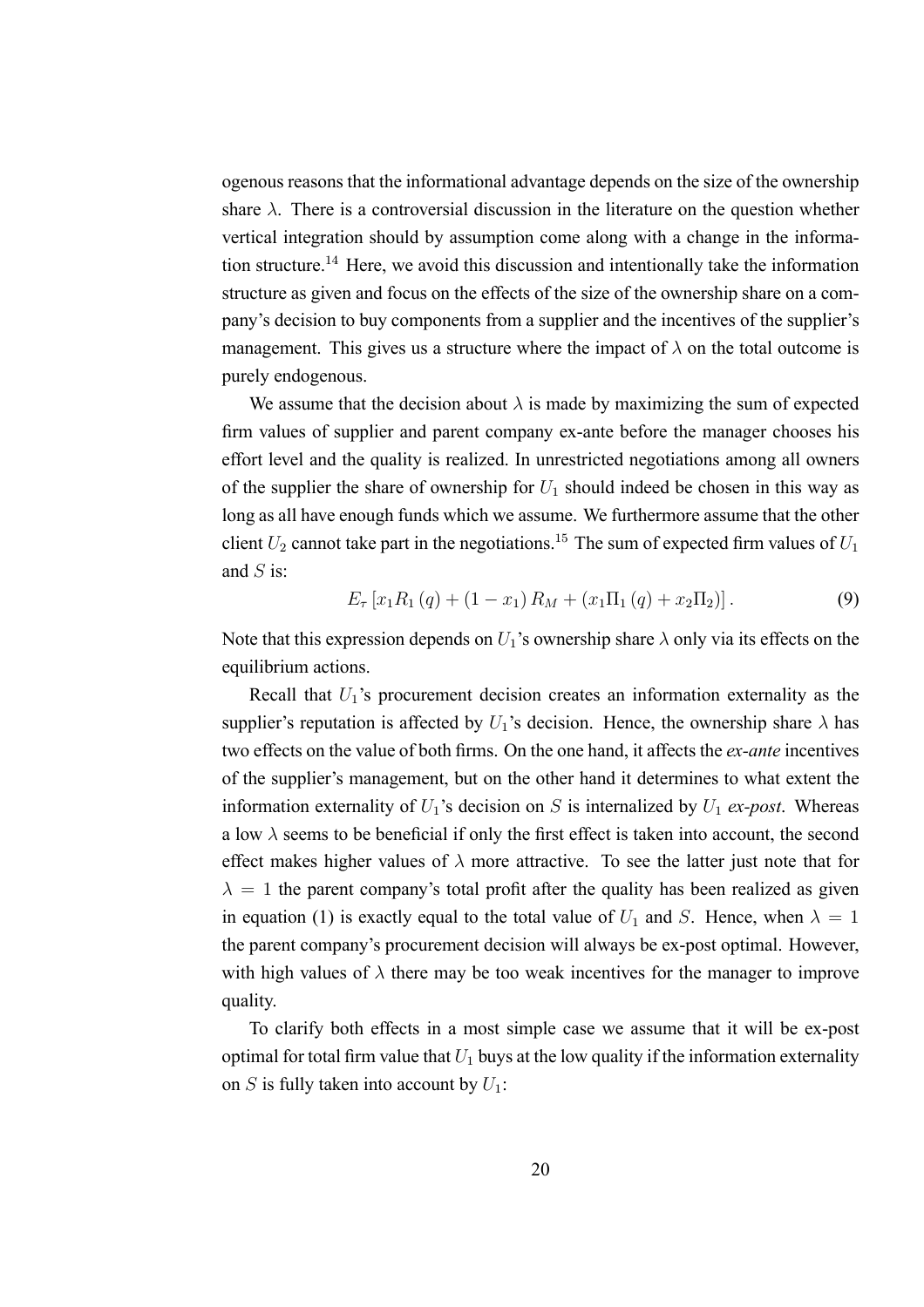ogenous reasons that the informational advantage depends on the size of the ownership share $\lambda$. There is a controversial discussion in the literature on the question whether vertical integration should by assumption come along with a change in the information structure.[14] Here, we avoid this discussion and intentionally take the information structure as given and focus on the effects of the size of the ownership share on a company's decision to buy components from a supplier and the incentives of the supplier's management. This gives us a structure where the impact of $\lambda$ on the total outcome is purely endogenous.

We assume that the decision about $\lambda$ is made by maximizing the sum of expected firm values of supplier and parent company ex-ante before the manager chooses his effort level and the quality is realized. In unrestricted negotiations among all owners of the supplier the share of ownership for $U_1$ should indeed be chosen in this way as long as all have enough funds which we assume. We furthermore assume that the other client $U_2$ cannot take part in the negotiations.[15] The sum of expected firm values of $U_1$ and $S$ is:

$$E_\tau \left[ x_1 R_1 (q) + (1 - x_1) R_M + (x_1 \Pi_1 (q) + x_2 \Pi_2) \right]. \tag{9}$$

Note that this expression depends on $U_1$'s ownership share $\lambda$ only via its effects on the equilibrium actions.

Recall that $U_1$'s procurement decision creates an information externality as the supplier's reputation is affected by $U_1$'s decision. Hence, the ownership share $\lambda$ has two effects on the value of both firms. On the one hand, it affects the *ex-ante* incentives of the supplier's management, but on the other hand it determines to what extent the information externality of $U_1$'s decision on $S$ is internalized by $U_1$ *ex-post*. Whereas a low $\lambda$ seems to be beneficial if only the first effect is taken into account, the second effect makes higher values of $\lambda$ more attractive. To see the latter just note that for $\lambda = 1$ the parent company's total profit after the quality has been realized as given in equation (1) is exactly equal to the total value of $U_1$ and $S$. Hence, when $\lambda = 1$ the parent company's procurement decision will always be ex-post optimal. However, with high values of $\lambda$ there may be too weak incentives for the manager to improve quality.

To clarify both effects in a most simple case we assume that it will be ex-post optimal for total firm value that $U_1$ buys at the low quality if the information externality on $S$ is fully taken into account by $U_1$: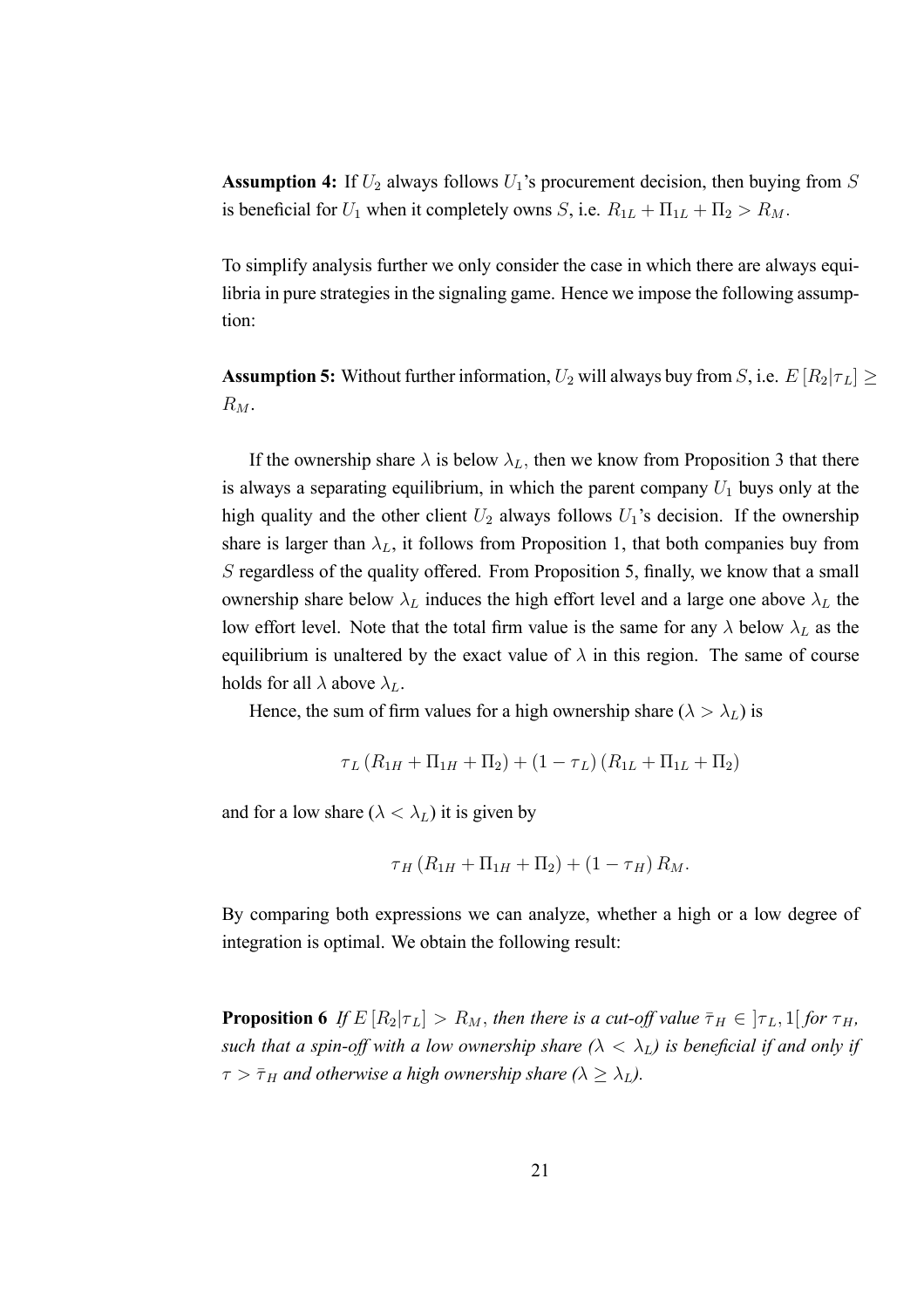**Assumption 4:** If $U_2$ always follows $U_1$'s procurement decision, then buying from $S$ is beneficial for $U_1$ when it completely owns $S$, i.e. $R_{1L} + \Pi_{1L} + \Pi_2 > R_M$.

To simplify analysis further we only consider the case in which there are always equilibria in pure strategies in the signaling game. Hence we impose the following assumption:

**Assumption 5:** Without further information, $U_2$ will always buy from $S$, i.e. $E\left[R_2|\tau_L\right] \geq R_M$.

If the ownership share $\lambda$ is below $\lambda_L$, then we know from Proposition 3 that there is always a separating equilibrium, in which the parent company $U_1$ buys only at the high quality and the other client $U_2$ always follows $U_1$'s decision. If the ownership share is larger than $\lambda_L$, it follows from Proposition 1, that both companies buy from $S$ regardless of the quality offered. From Proposition 5, finally, we know that a small ownership share below $\lambda_L$ induces the high effort level and a large one above $\lambda_L$ the low effort level. Note that the total firm value is the same for any $\lambda$ below $\lambda_L$ as the equilibrium is unaltered by the exact value of $\lambda$ in this region. The same of course holds for all $\lambda$ above $\lambda_L$.

Hence, the sum of firm values for a high ownership share ($\lambda > \lambda_L$) is

$$\tau_L \left(R_{1H} + \Pi_{1H} + \Pi_2\right) + \left(1 - \tau_L\right)\left(R_{1L} + \Pi_{1L} + \Pi_2\right)$$

and for a low share ($\lambda < \lambda_L$) it is given by

$$\tau_H \left(R_{1H} + \Pi_{1H} + \Pi_2\right) + \left(1 - \tau_H\right) R_M.$$

By comparing both expressions we can analyze, whether a high or a low degree of integration is optimal. We obtain the following result:

**Proposition 6** *If $E\left[R_2|\tau_L\right] > R_M$, then there is a cut-off value $\bar{\tau}_H \in \left]\tau_L, 1\right[$ for $\tau_H$, such that a spin-off with a low ownership share ($\lambda < \lambda_L$) is beneficial if and only if $\tau > \bar{\tau}_H$ and otherwise a high ownership share ($\lambda \geq \lambda_L$).*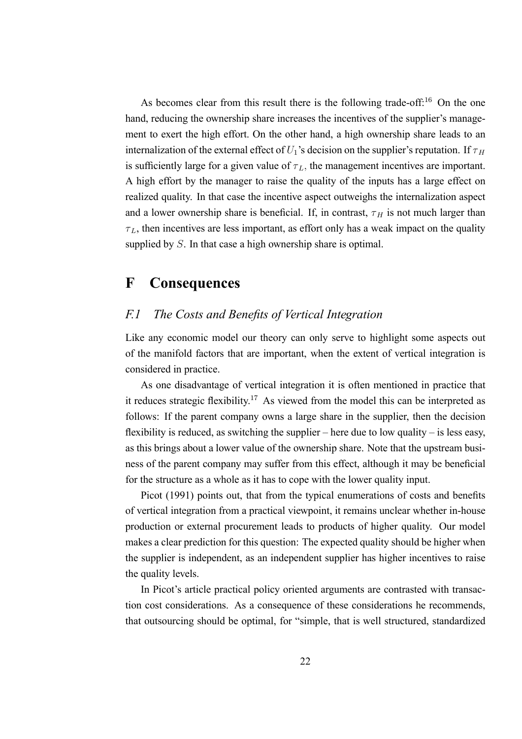As becomes clear from this result there is the following trade-off:[16] On the one hand, reducing the ownership share increases the incentives of the supplier's management to exert the high effort. On the other hand, a high ownership share leads to an internalization of the external effect of $U_1$'s decision on the supplier's reputation. If $\tau_H$ is sufficiently large for a given value of $\tau_L$, the management incentives are important. A high effort by the manager to raise the quality of the inputs has a large effect on realized quality. In that case the incentive aspect outweighs the internalization aspect and a lower ownership share is beneficial. If, in contrast, $\tau_H$ is not much larger than $\tau_L$, then incentives are less important, as effort only has a weak impact on the quality supplied by $S$. In that case a high ownership share is optimal.

# F Consequences

## *F.1 The Costs and Benefits of Vertical Integration*

Like any economic model our theory can only serve to highlight some aspects out of the manifold factors that are important, when the extent of vertical integration is considered in practice.

As one disadvantage of vertical integration it is often mentioned in practice that it reduces strategic flexibility.[17] As viewed from the model this can be interpreted as follows: If the parent company owns a large share in the supplier, then the decision flexibility is reduced, as switching the supplier – here due to low quality – is less easy, as this brings about a lower value of the ownership share. Note that the upstream business of the parent company may suffer from this effect, although it may be beneficial for the structure as a whole as it has to cope with the lower quality input.

Picot (1991) points out, that from the typical enumerations of costs and benefits of vertical integration from a practical viewpoint, it remains unclear whether in-house production or external procurement leads to products of higher quality. Our model makes a clear prediction for this question: The expected quality should be higher when the supplier is independent, as an independent supplier has higher incentives to raise the quality levels.

In Picot's article practical policy oriented arguments are contrasted with transaction cost considerations. As a consequence of these considerations he recommends, that outsourcing should be optimal, for "simple, that is well structured, standardized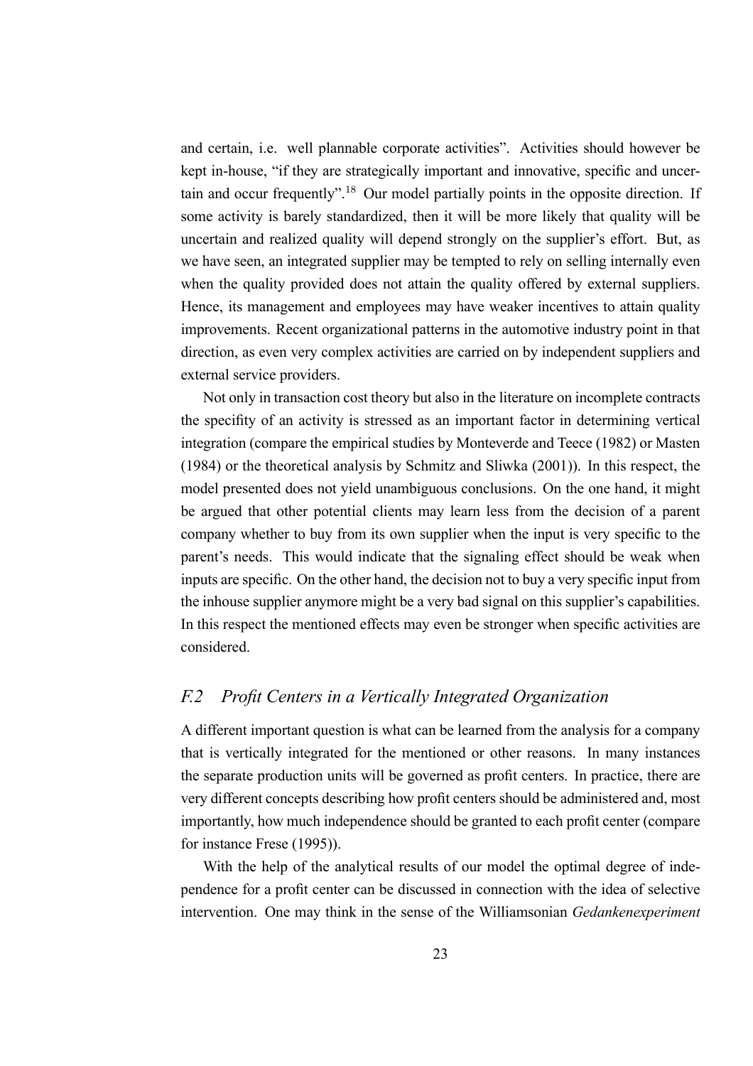and certain, i.e. well plannable corporate activities". Activities should however be kept in-house, "if they are strategically important and innovative, specific and uncertain and occur frequently".[18] Our model partially points in the opposite direction. If some activity is barely standardized, then it will be more likely that quality will be uncertain and realized quality will depend strongly on the supplier's effort. But, as we have seen, an integrated supplier may be tempted to rely on selling internally even when the quality provided does not attain the quality offered by external suppliers. Hence, its management and employees may have weaker incentives to attain quality improvements. Recent organizational patterns in the automotive industry point in that direction, as even very complex activities are carried on by independent suppliers and external service providers.

Not only in transaction cost theory but also in the literature on incomplete contracts the specifity of an activity is stressed as an important factor in determining vertical integration (compare the empirical studies by Monteverde and Teece (1982) or Masten (1984) or the theoretical analysis by Schmitz and Sliwka (2001)). In this respect, the model presented does not yield unambiguous conclusions. On the one hand, it might be argued that other potential clients may learn less from the decision of a parent company whether to buy from its own supplier when the input is very specific to the parent's needs. This would indicate that the signaling effect should be weak when inputs are specific. On the other hand, the decision not to buy a very specific input from the inhouse supplier anymore might be a very bad signal on this supplier's capabilities. In this respect the mentioned effects may even be stronger when specific activities are considered.

## *F.2 Profit Centers in a Vertically Integrated Organization*

A different important question is what can be learned from the analysis for a company that is vertically integrated for the mentioned or other reasons. In many instances the separate production units will be governed as profit centers. In practice, there are very different concepts describing how profit centers should be administered and, most importantly, how much independence should be granted to each profit center (compare for instance Frese (1995)).

With the help of the analytical results of our model the optimal degree of independence for a profit center can be discussed in connection with the idea of selective intervention. One may think in the sense of the Williamsonian *Gedankenexperiment*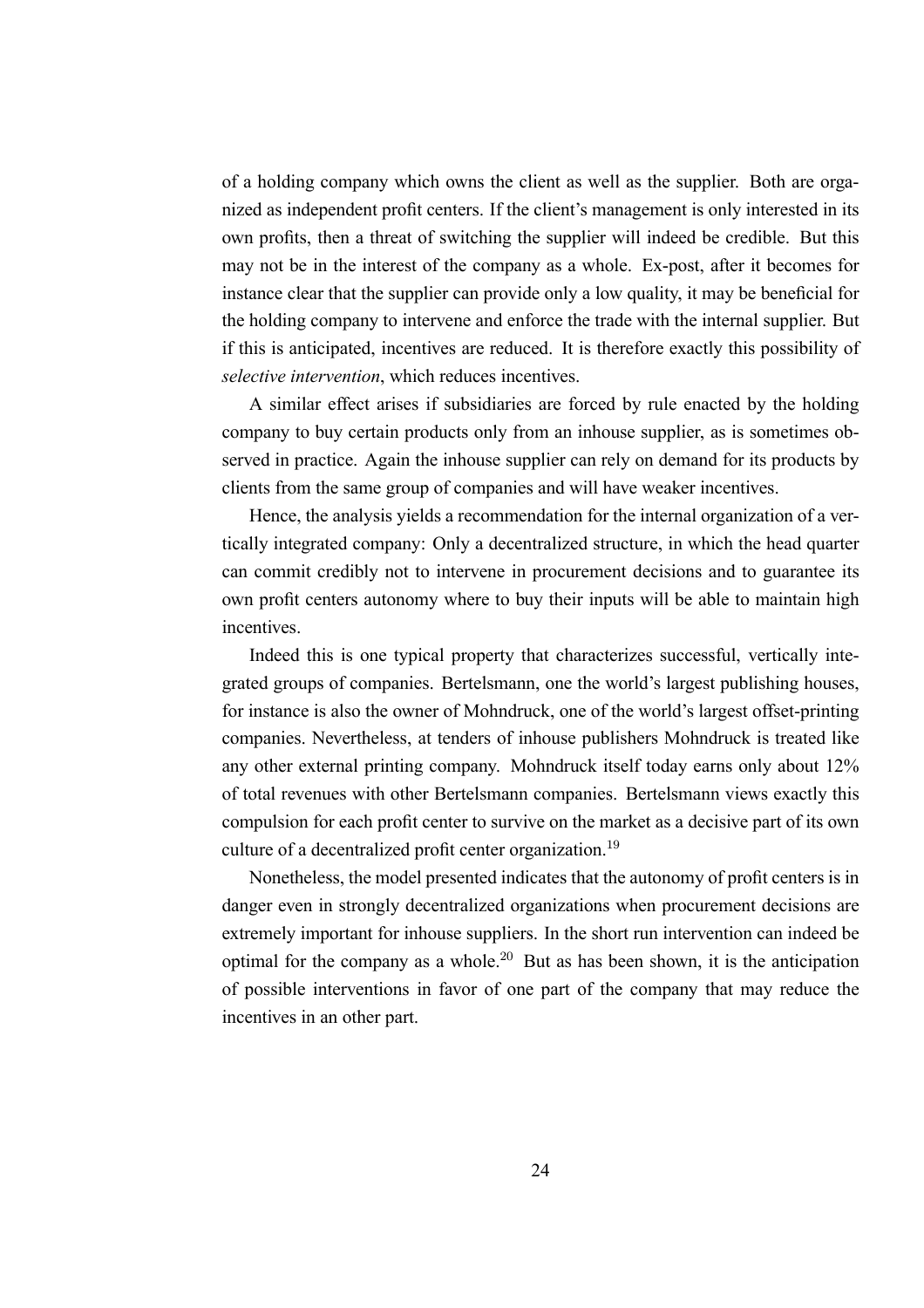of a holding company which owns the client as well as the supplier. Both are organized as independent profit centers. If the client's management is only interested in its own profits, then a threat of switching the supplier will indeed be credible. But this may not be in the interest of the company as a whole. Ex-post, after it becomes for instance clear that the supplier can provide only a low quality, it may be beneficial for the holding company to intervene and enforce the trade with the internal supplier. But if this is anticipated, incentives are reduced. It is therefore exactly this possibility of *selective intervention*, which reduces incentives.

A similar effect arises if subsidiaries are forced by rule enacted by the holding company to buy certain products only from an inhouse supplier, as is sometimes observed in practice. Again the inhouse supplier can rely on demand for its products by clients from the same group of companies and will have weaker incentives.

Hence, the analysis yields a recommendation for the internal organization of a vertically integrated company: Only a decentralized structure, in which the head quarter can commit credibly not to intervene in procurement decisions and to guarantee its own profit centers autonomy where to buy their inputs will be able to maintain high incentives.

Indeed this is one typical property that characterizes successful, vertically integrated groups of companies. Bertelsmann, one the world's largest publishing houses, for instance is also the owner of Mohndruck, one of the world's largest offset-printing companies. Nevertheless, at tenders of inhouse publishers Mohndruck is treated like any other external printing company. Mohndruck itself today earns only about 12% of total revenues with other Bertelsmann companies. Bertelsmann views exactly this compulsion for each profit center to survive on the market as a decisive part of its own culture of a decentralized profit center organization.[19]

Nonetheless, the model presented indicates that the autonomy of profit centers is in danger even in strongly decentralized organizations when procurement decisions are extremely important for inhouse suppliers. In the short run intervention can indeed be optimal for the company as a whole.[20] But as has been shown, it is the anticipation of possible interventions in favor of one part of the company that may reduce the incentives in an other part.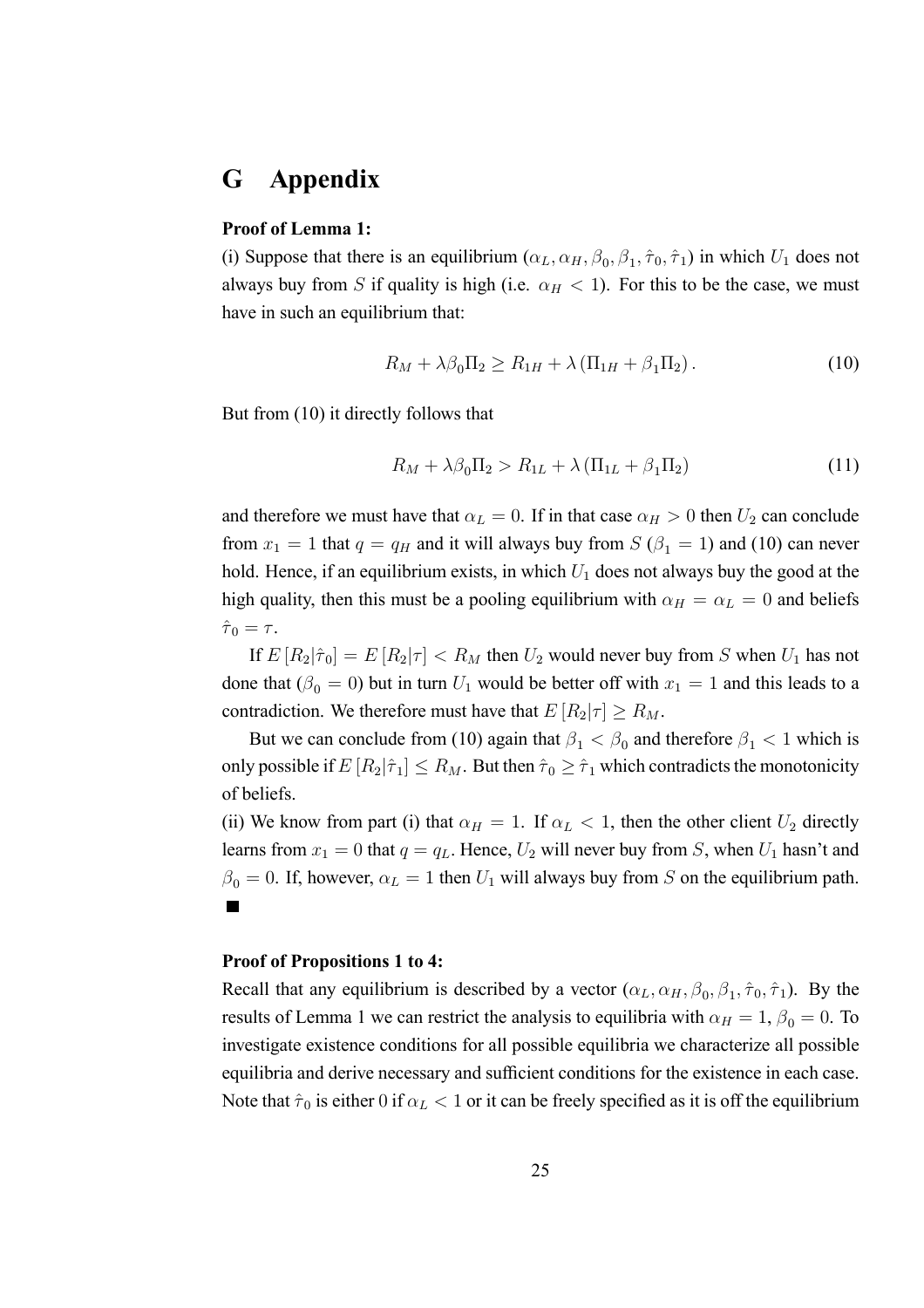# G Appendix

**Proof of Lemma 1:**

(i) Suppose that there is an equilibrium $(\alpha_L, \alpha_H, \beta_0, \beta_1, \hat{\tau}_0, \hat{\tau}_1)$ in which $U_1$ does not always buy from $S$ if quality is high (i.e. $\alpha_H < 1$). For this to be the case, we must have in such an equilibrium that:

$$R_M + \lambda \beta_0 \Pi_2 \geq R_{1H} + \lambda \left( \Pi_{1H} + \beta_1 \Pi_2 \right). \tag{10}$$

But from (10) it directly follows that

$$R_M + \lambda \beta_0 \Pi_2 > R_{1L} + \lambda \left( \Pi_{1L} + \beta_1 \Pi_2 \right) \tag{11}$$

and therefore we must have that $\alpha_L = 0$. If in that case $\alpha_H > 0$ then $U_2$ can conclude from $x_1 = 1$ that $q = q_H$ and it will always buy from $S$ ($\beta_1 = 1$) and (10) can never hold. Hence, if an equilibrium exists, in which $U_1$ does not always buy the good at the high quality, then this must be a pooling equilibrium with $\alpha_H = \alpha_L = 0$ and beliefs $\hat{\tau}_0 = \tau$.

If $E[R_2|\hat{\tau}_0] = E[R_2|\tau] < R_M$ then $U_2$ would never buy from $S$ when $U_1$ has not done that ($\beta_0 = 0$) but in turn $U_1$ would be better off with $x_1 = 1$ and this leads to a contradiction. We therefore must have that $E[R_2|\tau] \geq R_M$.

But we can conclude from (10) again that $\beta_1 < \beta_0$ and therefore $\beta_1 < 1$ which is only possible if $E[R_2|\hat{\tau}_1] \leq R_M$. But then $\hat{\tau}_0 \geq \hat{\tau}_1$ which contradicts the monotonicity of beliefs.

(ii) We know from part (i) that $\alpha_H = 1$. If $\alpha_L < 1$, then the other client $U_2$ directly learns from $x_1 = 0$ that $q = q_L$. Hence, $U_2$ will never buy from $S$, when $U_1$ hasn't and $\beta_0 = 0$. If, however, $\alpha_L = 1$ then $U_1$ will always buy from $S$ on the equilibrium path. ■

**Proof of Propositions 1 to 4:**

Recall that any equilibrium is described by a vector $(\alpha_L, \alpha_H, \beta_0, \beta_1, \hat{\tau}_0, \hat{\tau}_1)$. By the results of Lemma 1 we can restrict the analysis to equilibria with $\alpha_H = 1$, $\beta_0 = 0$. To investigate existence conditions for all possible equilibria we characterize all possible equilibria and derive necessary and sufficient conditions for the existence in each case. Note that $\hat{\tau}_0$ is either 0 if $\alpha_L < 1$ or it can be freely specified as it is off the equilibrium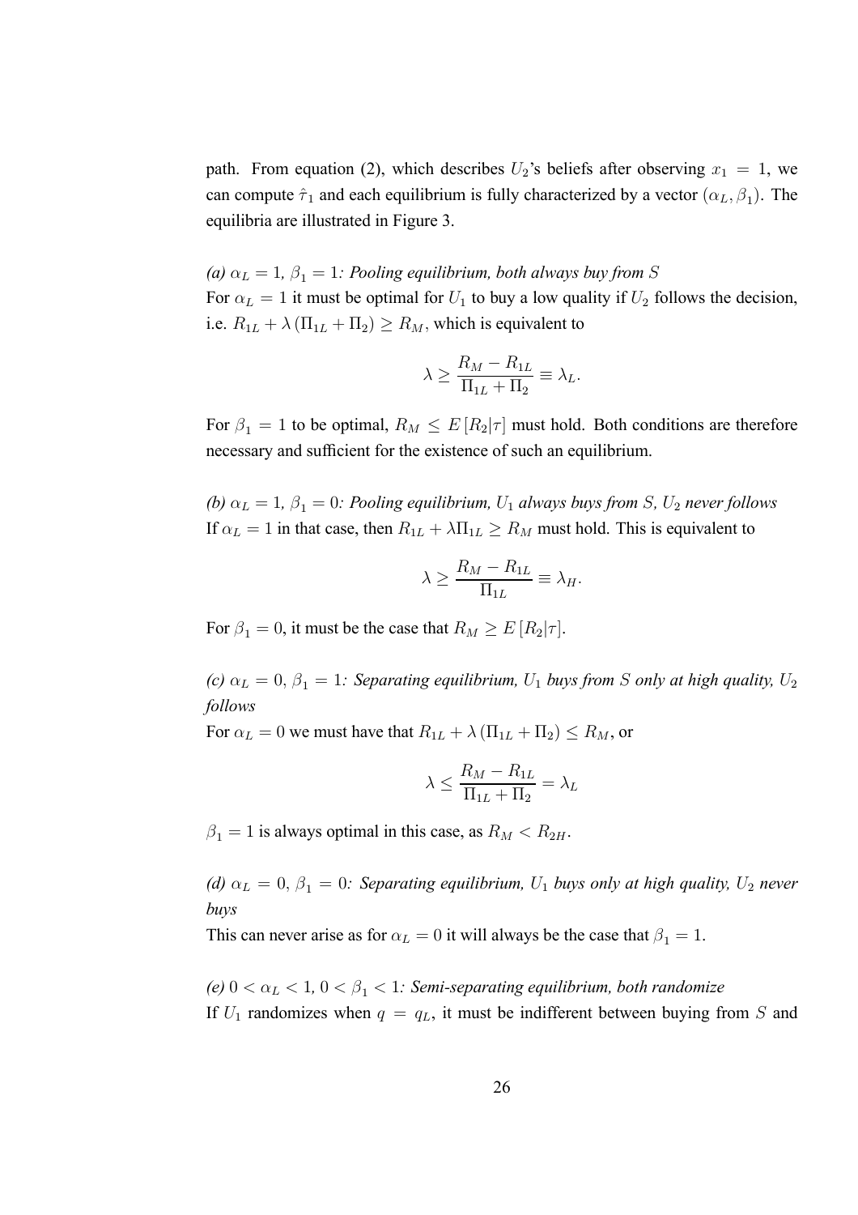path. From equation (2), which describes $U_2$'s beliefs after observing $x_1 = 1$, we can compute $\hat{\tau}_1$ and each equilibrium is fully characterized by a vector $(\alpha_L, \beta_1)$. The equilibria are illustrated in Figure 3.

*(a) $\alpha_L = 1$, $\beta_1 = 1$: Pooling equilibrium, both always buy from $S$*
For $\alpha_L = 1$ it must be optimal for $U_1$ to buy a low quality if $U_2$ follows the decision, i.e. $R_{1L} + \lambda(\Pi_{1L} + \Pi_2) \geq R_M$, which is equivalent to

$$\lambda \geq \frac{R_M - R_{1L}}{\Pi_{1L} + \Pi_2} \equiv \lambda_L.$$

For $\beta_1 = 1$ to be optimal, $R_M \leq E[R_2|\tau]$ must hold. Both conditions are therefore necessary and sufficient for the existence of such an equilibrium.

*(b) $\alpha_L = 1$, $\beta_1 = 0$: Pooling equilibrium, $U_1$ always buys from $S$, $U_2$ never follows*
If $\alpha_L = 1$ in that case, then $R_{1L} + \lambda\Pi_{1L} \geq R_M$ must hold. This is equivalent to

$$\lambda \geq \frac{R_M - R_{1L}}{\Pi_{1L}} \equiv \lambda_H.$$

For $\beta_1 = 0$, it must be the case that $R_M \geq E[R_2|\tau]$.

*(c) $\alpha_L = 0$, $\beta_1 = 1$: Separating equilibrium, $U_1$ buys from $S$ only at high quality, $U_2$ follows*
For $\alpha_L = 0$ we must have that $R_{1L} + \lambda(\Pi_{1L} + \Pi_2) \leq R_M$, or

$$\lambda \leq \frac{R_M - R_{1L}}{\Pi_{1L} + \Pi_2} = \lambda_L$$

$\beta_1 = 1$ is always optimal in this case, as $R_M < R_{2H}$.

*(d) $\alpha_L = 0$, $\beta_1 = 0$: Separating equilibrium, $U_1$ buys only at high quality, $U_2$ never buys*
This can never arise as for $\alpha_L = 0$ it will always be the case that $\beta_1 = 1$.

*(e) $0 < \alpha_L < 1$, $0 < \beta_1 < 1$: Semi-separating equilibrium, both randomize*
If $U_1$ randomizes when $q = q_L$, it must be indifferent between buying from $S$ and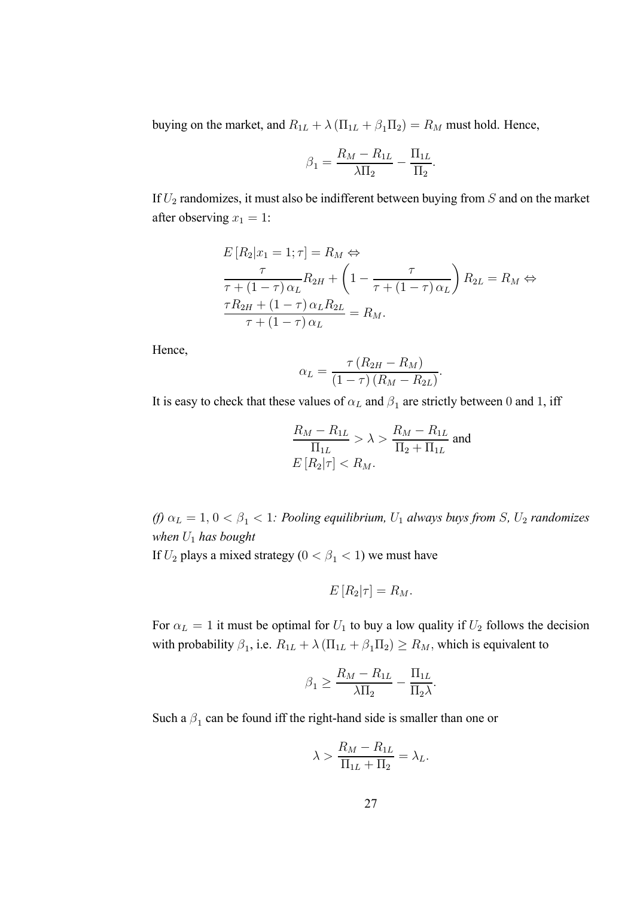buying on the market, and $R_{1L} + \lambda(\Pi_{1L} + \beta_1 \Pi_2) = R_M$ must hold. Hence,

$$\beta_1 = \frac{R_M - R_{1L}}{\lambda \Pi_2} - \frac{\Pi_{1L}}{\Pi_2}.$$

If $U_2$ randomizes, it must also be indifferent between buying from $S$ and on the market after observing $x_1 = 1$:

$$\begin{aligned}
& E[R_2 | x_1 = 1; \tau] = R_M \Leftrightarrow \\
& \frac{\tau}{\tau + (1-\tau)\alpha_L} R_{2H} + \left(1 - \frac{\tau}{\tau + (1-\tau)\alpha_L}\right) R_{2L} = R_M \Leftrightarrow \\
& \frac{\tau R_{2H} + (1-\tau)\alpha_L R_{2L}}{\tau + (1-\tau)\alpha_L} = R_M.
\end{aligned}$$

Hence,

$$\alpha_L = \frac{\tau(R_{2H} - R_M)}{(1-\tau)(R_M - R_{2L})}.$$

It is easy to check that these values of $\alpha_L$ and $\beta_1$ are strictly between 0 and 1, iff

$$\begin{aligned}
& \frac{R_M - R_{1L}}{\Pi_{1L}} > \lambda > \frac{R_M - R_{1L}}{\Pi_2 + \Pi_{1L}} \text{ and} \\
& E[R_2 | \tau] < R_M.
\end{aligned}$$

*(f) $\alpha_L = 1$, $0 < \beta_1 < 1$: Pooling equilibrium, $U_1$ always buys from $S$, $U_2$ randomizes when $U_1$ has bought*

If $U_2$ plays a mixed strategy ($0 < \beta_1 < 1$) we must have

$$E[R_2 | \tau] = R_M.$$

For $\alpha_L = 1$ it must be optimal for $U_1$ to buy a low quality if $U_2$ follows the decision with probability $\beta_1$, i.e. $R_{1L} + \lambda(\Pi_{1L} + \beta_1 \Pi_2) \geq R_M$, which is equivalent to

$$\beta_1 \geq \frac{R_M - R_{1L}}{\lambda \Pi_2} - \frac{\Pi_{1L}}{\Pi_2 \lambda}.$$

Such a $\beta_1$ can be found iff the right-hand side is smaller than one or

$$\lambda > \frac{R_M - R_{1L}}{\Pi_{1L} + \Pi_2} = \lambda_L.$$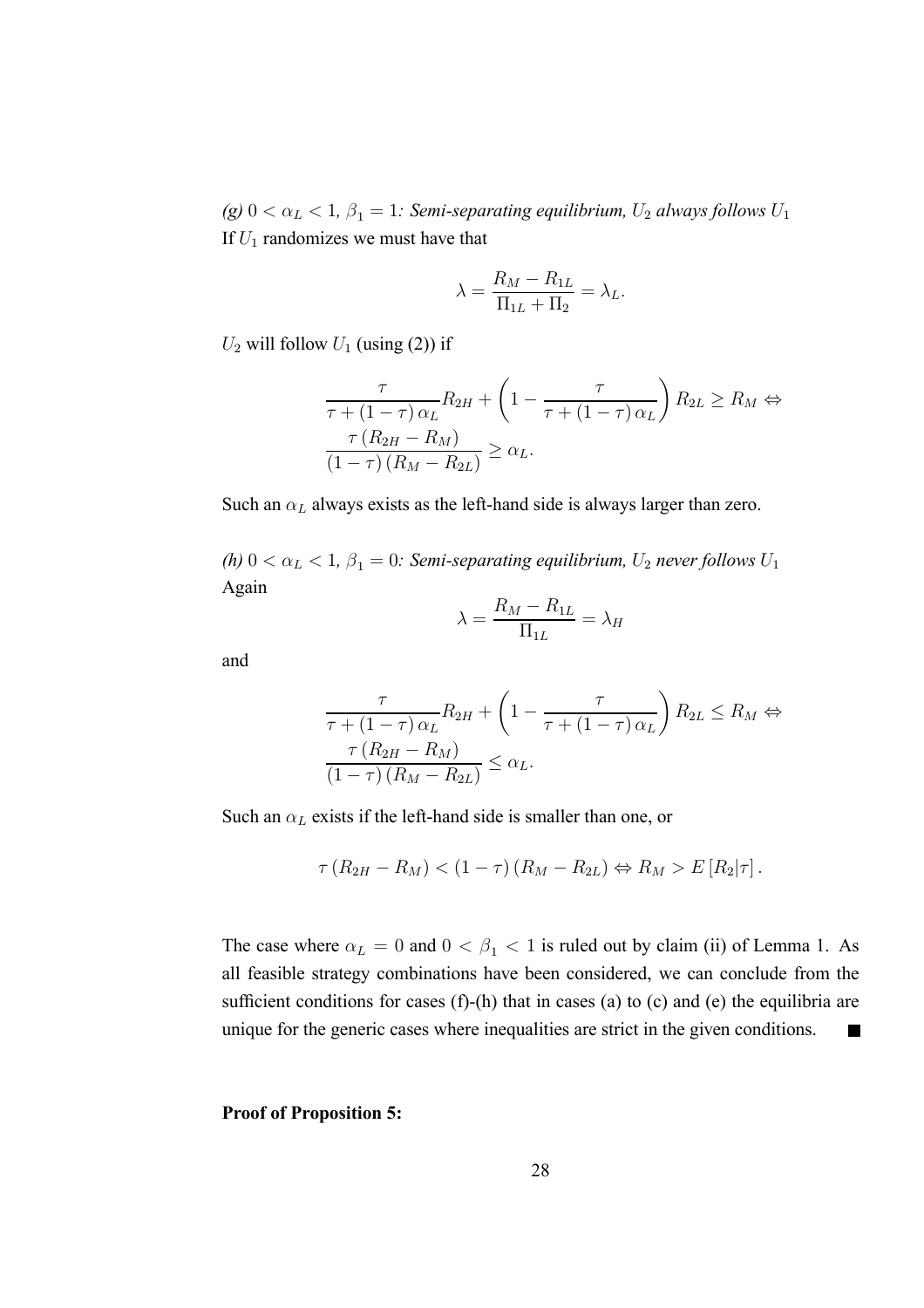*(g) $0 < \alpha_L < 1$, $\beta_1 = 1$: Semi-separating equilibrium, $U_2$ always follows $U_1$*
If $U_1$ randomizes we must have that

$$\lambda = \frac{R_M - R_{1L}}{\Pi_{1L} + \Pi_2} = \lambda_L.$$

$U_2$ will follow $U_1$ (using (2)) if

$$\frac{\tau}{\tau + (1-\tau)\,\alpha_L} R_{2H} + \left(1 - \frac{\tau}{\tau + (1-\tau)\,\alpha_L}\right) R_{2L} \geq R_M \Leftrightarrow$$
$$\frac{\tau\,(R_{2H} - R_M)}{(1-\tau)\,(R_M - R_{2L})} \geq \alpha_L.$$

Such an $\alpha_L$ always exists as the left-hand side is always larger than zero.

*(h) $0 < \alpha_L < 1$, $\beta_1 = 0$: Semi-separating equilibrium, $U_2$ never follows $U_1$*
Again

$$\lambda = \frac{R_M - R_{1L}}{\Pi_{1L}} = \lambda_H$$

and

$$\frac{\tau}{\tau + (1-\tau)\,\alpha_L} R_{2H} + \left(1 - \frac{\tau}{\tau + (1-\tau)\,\alpha_L}\right) R_{2L} \leq R_M \Leftrightarrow$$
$$\frac{\tau\,(R_{2H} - R_M)}{(1-\tau)\,(R_M - R_{2L})} \leq \alpha_L.$$

Such an $\alpha_L$ exists if the left-hand side is smaller than one, or

$$\tau\,(R_{2H} - R_M) < (1-\tau)\,(R_M - R_{2L}) \Leftrightarrow R_M > E\left[R_2|\tau\right].$$

The case where $\alpha_L = 0$ and $0 < \beta_1 < 1$ is ruled out by claim (ii) of Lemma 1. As all feasible strategy combinations have been considered, we can conclude from the sufficient conditions for cases (f)-(h) that in cases (a) to (c) and (e) the equilibria are unique for the generic cases where inequalities are strict in the given conditions. ■

**Proof of Proposition 5:**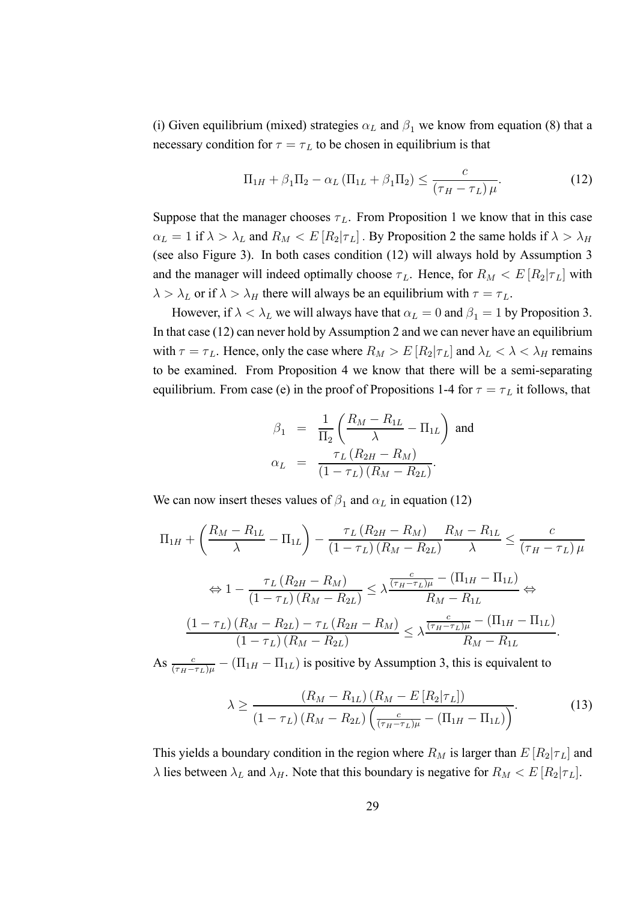(i) Given equilibrium (mixed) strategies $\alpha_L$ and $\beta_1$ we know from equation (8) that a necessary condition for $\tau = \tau_L$ to be chosen in equilibrium is that

$$\Pi_{1H} + \beta_1 \Pi_2 - \alpha_L \left( \Pi_{1L} + \beta_1 \Pi_2 \right) \leq \frac{c}{\left( \tau_H - \tau_L \right) \mu}. \tag{12}$$

Suppose that the manager chooses $\tau_L$. From Proposition 1 we know that in this case $\alpha_L = 1$ if $\lambda > \lambda_L$ and $R_M < E\left[R_2 | \tau_L\right]$. By Proposition 2 the same holds if $\lambda > \lambda_H$ (see also Figure 3). In both cases condition (12) will always hold by Assumption 3 and the manager will indeed optimally choose $\tau_L$. Hence, for $R_M < E\left[R_2 | \tau_L\right]$ with $\lambda > \lambda_L$ or if $\lambda > \lambda_H$ there will always be an equilibrium with $\tau = \tau_L$.

However, if $\lambda < \lambda_L$ we will always have that $\alpha_L = 0$ and $\beta_1 = 1$ by Proposition 3. In that case (12) can never hold by Assumption 2 and we can never have an equilibrium with $\tau = \tau_L$. Hence, only the case where $R_M > E\left[R_2 | \tau_L\right]$ and $\lambda_L < \lambda < \lambda_H$ remains to be examined. From Proposition 4 we know that there will be a semi-separating equilibrium. From case (e) in the proof of Propositions 1-4 for $\tau = \tau_L$ it follows, that

$$\begin{aligned} \beta_1 &= \frac{1}{\Pi_2} \left( \frac{R_M - R_{1L}}{\lambda} - \Pi_{1L} \right) \text{ and} \\ \alpha_L &= \frac{\tau_L \left( R_{2H} - R_M \right)}{\left( 1 - \tau_L \right) \left( R_M - R_{2L} \right)}. \end{aligned}$$

We can now insert theses values of $\beta_1$ and $\alpha_L$ in equation (12)

$$\Pi_{1H} + \left( \frac{R_M - R_{1L}}{\lambda} - \Pi_{1L} \right) - \frac{\tau_L \left( R_{2H} - R_M \right)}{\left( 1 - \tau_L \right) \left( R_M - R_{2L} \right)} \frac{R_M - R_{1L}}{\lambda} \leq \frac{c}{\left( \tau_H - \tau_L \right) \mu}$$

$$\Leftrightarrow 1 - \frac{\tau_L \left( R_{2H} - R_M \right)}{\left( 1 - \tau_L \right) \left( R_M - R_{2L} \right)} \leq \lambda \frac{\frac{c}{\left( \tau_H - \tau_L \right) \mu} - \left( \Pi_{1H} - \Pi_{1L} \right)}{R_M - R_{1L}} \Leftrightarrow$$

$$\frac{\left( 1 - \tau_L \right) \left( R_M - R_{2L} \right) - \tau_L \left( R_{2H} - R_M \right)}{\left( 1 - \tau_L \right) \left( R_M - R_{2L} \right)} \leq \lambda \frac{\frac{c}{\left( \tau_H - \tau_L \right) \mu} - \left( \Pi_{1H} - \Pi_{1L} \right)}{R_M - R_{1L}}.$$

As $\frac{c}{\left( \tau_H - \tau_L \right) \mu} - \left( \Pi_{1H} - \Pi_{1L} \right)$ is positive by Assumption 3, this is equivalent to

$$\lambda \geq \frac{\left( R_M - R_{1L} \right) \left( R_M - E\left[R_2 | \tau_L\right] \right)}{\left( 1 - \tau_L \right) \left( R_M - R_{2L} \right) \left( \frac{c}{\left( \tau_H - \tau_L \right) \mu} - \left( \Pi_{1H} - \Pi_{1L} \right) \right)}. \tag{13}$$

This yields a boundary condition in the region where $R_M$ is larger than $E\left[R_2 | \tau_L\right]$ and $\lambda$ lies between $\lambda_L$ and $\lambda_H$. Note that this boundary is negative for $R_M < E\left[R_2 | \tau_L\right]$.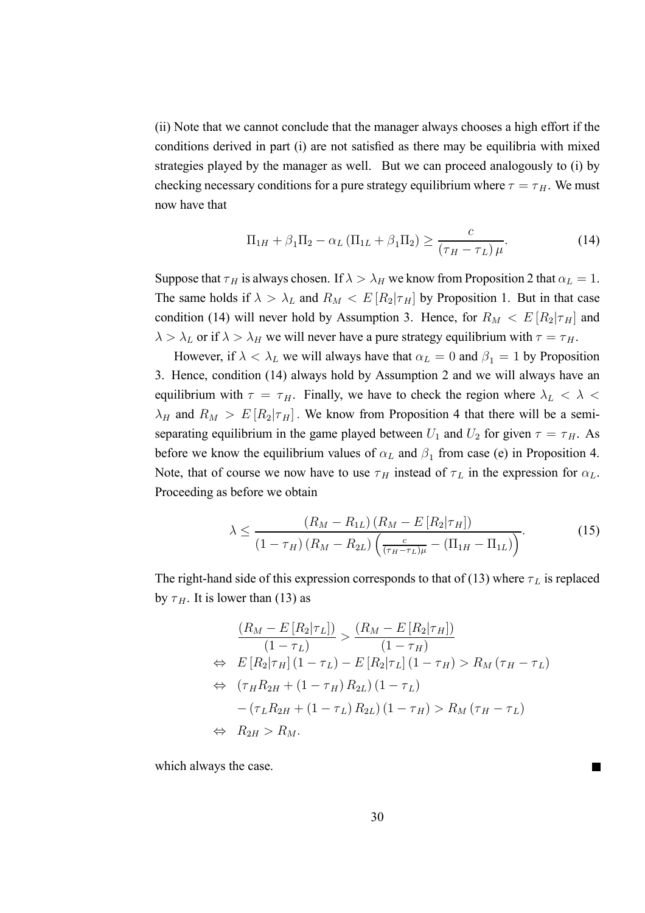(ii) Note that we cannot conclude that the manager always chooses a high effort if the conditions derived in part (i) are not satisfied as there may be equilibria with mixed strategies played by the manager as well. But we can proceed analogously to (i) by checking necessary conditions for a pure strategy equilibrium where $\tau = \tau_H$. We must now have that

$$\Pi_{1H} + \beta_1 \Pi_2 - \alpha_L (\Pi_{1L} + \beta_1 \Pi_2) \geq \frac{c}{(\tau_H - \tau_L)\mu}. \tag{14}$$

Suppose that $\tau_H$ is always chosen. If $\lambda > \lambda_H$ we know from Proposition 2 that $\alpha_L = 1$. The same holds if $\lambda > \lambda_L$ and $R_M < E[R_2|\tau_H]$ by Proposition 1. But in that case condition (14) will never hold by Assumption 3. Hence, for $R_M < E[R_2|\tau_H]$ and $\lambda > \lambda_L$ or if $\lambda > \lambda_H$ we will never have a pure strategy equilibrium with $\tau = \tau_H$.

However, if $\lambda < \lambda_L$ we will always have that $\alpha_L = 0$ and $\beta_1 = 1$ by Proposition 3. Hence, condition (14) always hold by Assumption 2 and we will always have an equilibrium with $\tau = \tau_H$. Finally, we have to check the region where $\lambda_L < \lambda < \lambda_H$ and $R_M > E[R_2|\tau_H]$. We know from Proposition 4 that there will be a semi-separating equilibrium in the game played between $U_1$ and $U_2$ for given $\tau = \tau_H$. As before we know the equilibrium values of $\alpha_L$ and $\beta_1$ from case (e) in Proposition 4. Note, that of course we now have to use $\tau_H$ instead of $\tau_L$ in the expression for $\alpha_L$. Proceeding as before we obtain

$$\lambda \leq \frac{(R_M - R_{1L})(R_M - E[R_2|\tau_H])}{(1-\tau_H)(R_M - R_{2L})\left(\frac{c}{(\tau_H - \tau_L)\mu} - (\Pi_{1H} - \Pi_{1L})\right)}. \tag{15}$$

The right-hand side of this expression corresponds to that of (13) where $\tau_L$ is replaced by $\tau_H$. It is lower than (13) as

$$\begin{aligned}
& \frac{(R_M - E[R_2|\tau_L])}{(1-\tau_L)} > \frac{(R_M - E[R_2|\tau_H])}{(1-\tau_H)} \\
\Leftrightarrow \quad & E[R_2|\tau_H](1-\tau_L) - E[R_2|\tau_L](1-\tau_H) > R_M(\tau_H - \tau_L) \\
\Leftrightarrow \quad & (\tau_H R_{2H} + (1-\tau_H) R_{2L})(1-\tau_L) \\
& - (\tau_L R_{2H} + (1-\tau_L) R_{2L})(1-\tau_H) > R_M(\tau_H - \tau_L) \\
\Leftrightarrow \quad & R_{2H} > R_M.
\end{aligned}$$

which always the case. ■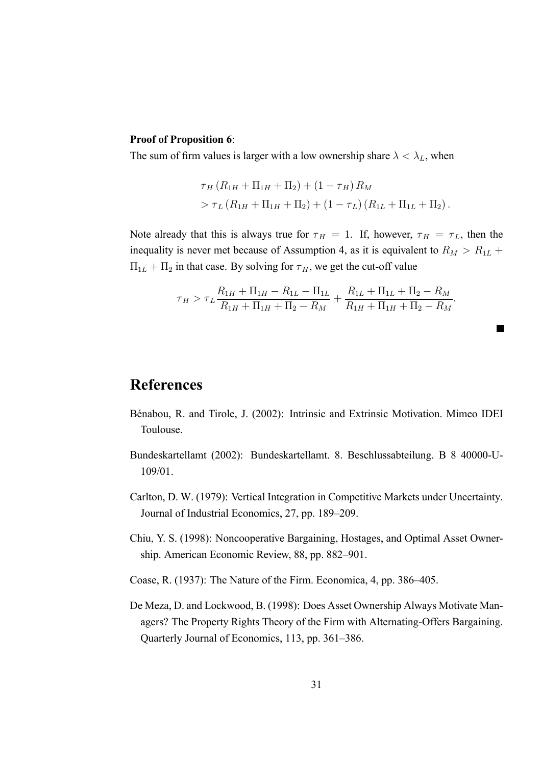**Proof of Proposition 6**:

The sum of firm values is larger with a low ownership share $\lambda < \lambda_L$, when

$$\begin{aligned}
&\tau_H \left(R_{1H} + \Pi_{1H} + \Pi_2\right) + \left(1 - \tau_H\right) R_M \\
&> \tau_L \left(R_{1H} + \Pi_{1H} + \Pi_2\right) + \left(1 - \tau_L\right) \left(R_{1L} + \Pi_{1L} + \Pi_2\right).
\end{aligned}$$

Note already that this is always true for $\tau_H = 1$. If, however, $\tau_H = \tau_L$, then the inequality is never met because of Assumption 4, as it is equivalent to $R_M > R_{1L} + \Pi_{1L} + \Pi_2$ in that case. By solving for $\tau_H$, we get the cut-off value

$$\tau_H > \tau_L \frac{R_{1H} + \Pi_{1H} - R_{1L} - \Pi_{1L}}{R_{1H} + \Pi_{1H} + \Pi_2 - R_M} + \frac{R_{1L} + \Pi_{1L} + \Pi_2 - R_M}{R_{1H} + \Pi_{1H} + \Pi_2 - R_M}.$$

■

# References

Bénabou, R. and Tirole, J. (2002): Intrinsic and Extrinsic Motivation. Mimeo IDEI Toulouse.

Bundeskartellamt (2002): Bundeskartellamt. 8. Beschlussabteilung. B 8 40000-U-109/01.

Carlton, D. W. (1979): Vertical Integration in Competitive Markets under Uncertainty. Journal of Industrial Economics, 27, pp. 189–209.

Chiu, Y. S. (1998): Noncooperative Bargaining, Hostages, and Optimal Asset Ownership. American Economic Review, 88, pp. 882–901.

Coase, R. (1937): The Nature of the Firm. Economica, 4, pp. 386–405.

De Meza, D. and Lockwood, B. (1998): Does Asset Ownership Always Motivate Managers? The Property Rights Theory of the Firm with Alternating-Offers Bargaining. Quarterly Journal of Economics, 113, pp. 361–386.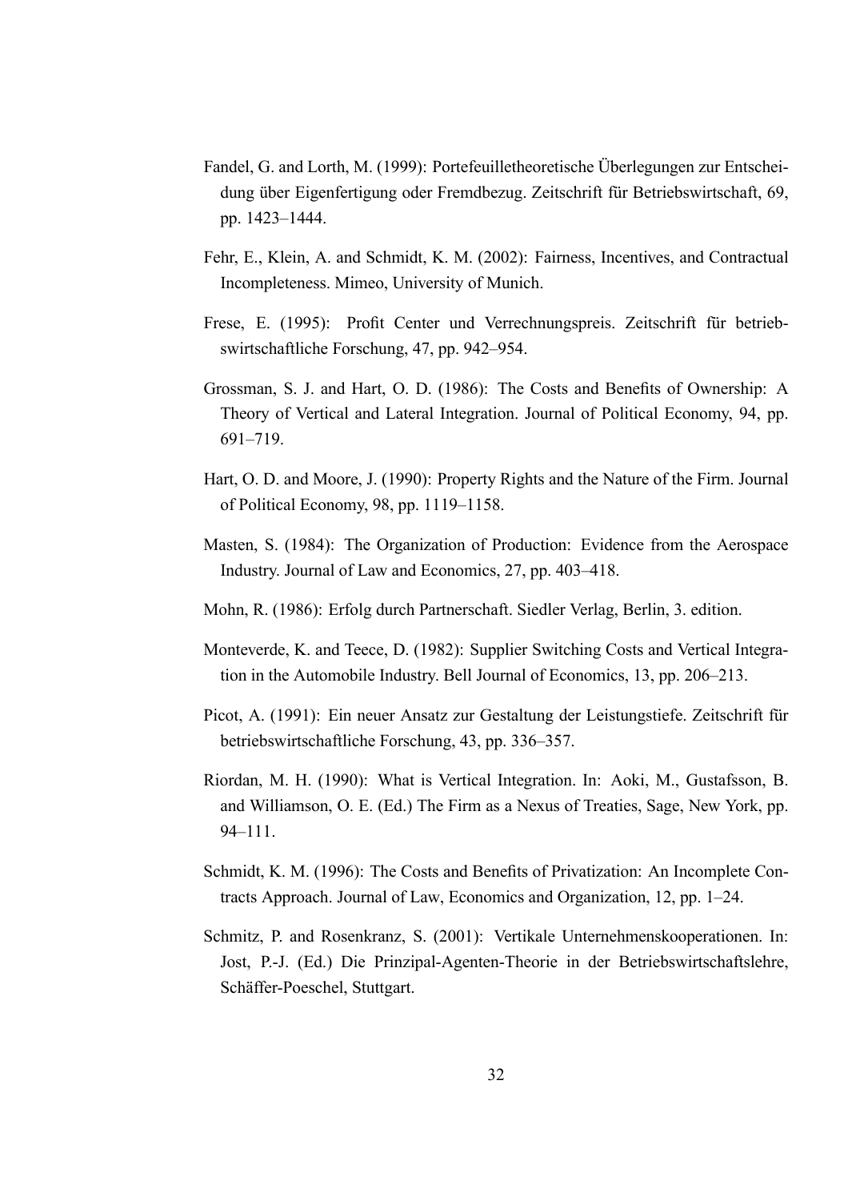Fandel, G. and Lorth, M. (1999): Portefeuilletheoretische Überlegungen zur Entscheidung über Eigenfertigung oder Fremdbezug. Zeitschrift für Betriebswirtschaft, 69, pp. 1423–1444.

Fehr, E., Klein, A. and Schmidt, K. M. (2002): Fairness, Incentives, and Contractual Incompleteness. Mimeo, University of Munich.

Frese, E. (1995): Profit Center und Verrechnungspreis. Zeitschrift für betriebswirtschaftliche Forschung, 47, pp. 942–954.

Grossman, S. J. and Hart, O. D. (1986): The Costs and Benefits of Ownership: A Theory of Vertical and Lateral Integration. Journal of Political Economy, 94, pp. 691–719.

Hart, O. D. and Moore, J. (1990): Property Rights and the Nature of the Firm. Journal of Political Economy, 98, pp. 1119–1158.

Masten, S. (1984): The Organization of Production: Evidence from the Aerospace Industry. Journal of Law and Economics, 27, pp. 403–418.

Mohn, R. (1986): Erfolg durch Partnerschaft. Siedler Verlag, Berlin, 3. edition.

Monteverde, K. and Teece, D. (1982): Supplier Switching Costs and Vertical Integration in the Automobile Industry. Bell Journal of Economics, 13, pp. 206–213.

Picot, A. (1991): Ein neuer Ansatz zur Gestaltung der Leistungstiefe. Zeitschrift für betriebswirtschaftliche Forschung, 43, pp. 336–357.

Riordan, M. H. (1990): What is Vertical Integration. In: Aoki, M., Gustafsson, B. and Williamson, O. E. (Ed.) The Firm as a Nexus of Treaties, Sage, New York, pp. 94–111.

Schmidt, K. M. (1996): The Costs and Benefits of Privatization: An Incomplete Contracts Approach. Journal of Law, Economics and Organization, 12, pp. 1–24.

Schmitz, P. and Rosenkranz, S. (2001): Vertikale Unternehmenskooperationen. In: Jost, P.-J. (Ed.) Die Prinzipal-Agenten-Theorie in der Betriebswirtschaftslehre, Schäffer-Poeschel, Stuttgart.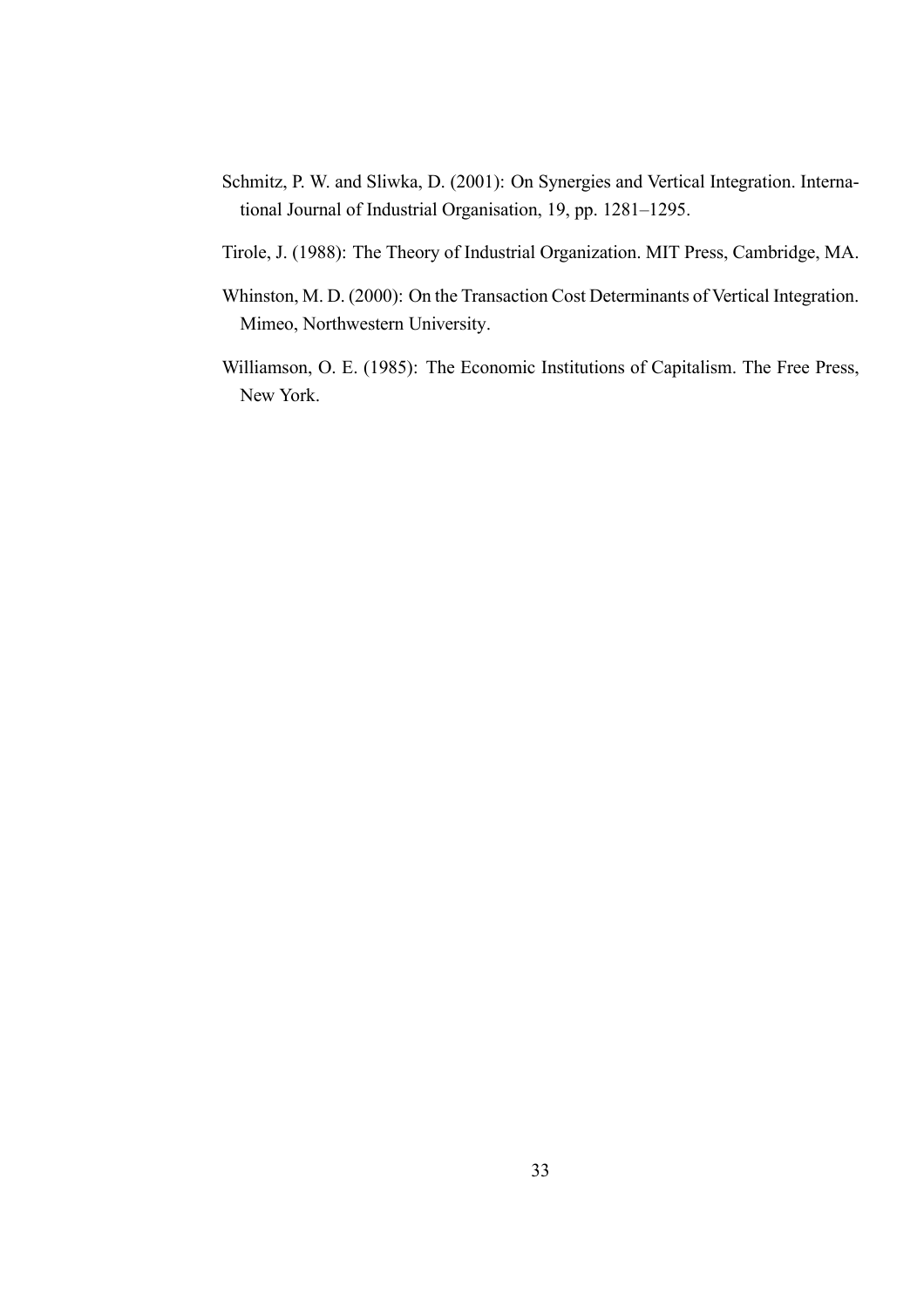Schmitz, P. W. and Sliwka, D. (2001): On Synergies and Vertical Integration. International Journal of Industrial Organisation, 19, pp. 1281–1295.

Tirole, J. (1988): The Theory of Industrial Organization. MIT Press, Cambridge, MA.

Whinston, M. D. (2000): On the Transaction Cost Determinants of Vertical Integration. Mimeo, Northwestern University.

Williamson, O. E. (1985): The Economic Institutions of Capitalism. The Free Press, New York.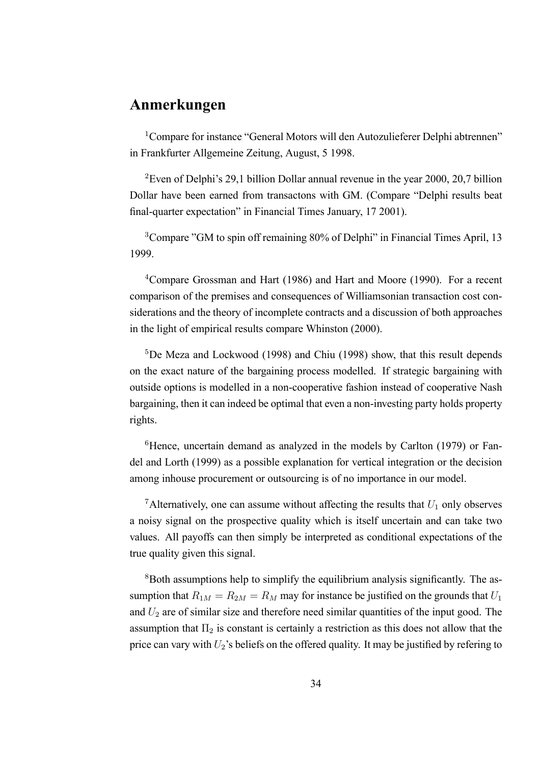## Anmerkungen

[1]Compare for instance “General Motors will den Autozulieferer Delphi abtrennen” in Frankfurter Allgemeine Zeitung, August, 5 1998.

[2]Even of Delphi’s 29,1 billion Dollar annual revenue in the year 2000, 20,7 billion Dollar have been earned from transactons with GM. (Compare “Delphi results beat final-quarter expectation” in Financial Times January, 17 2001).

[3]Compare ”GM to spin off remaining 80% of Delphi” in Financial Times April, 13 1999.

[4]Compare Grossman and Hart (1986) and Hart and Moore (1990). For a recent comparison of the premises and consequences of Williamsonian transaction cost considerations and the theory of incomplete contracts and a discussion of both approaches in the light of empirical results compare Whinston (2000).

[5]De Meza and Lockwood (1998) and Chiu (1998) show, that this result depends on the exact nature of the bargaining process modelled. If strategic bargaining with outside options is modelled in a non-cooperative fashion instead of cooperative Nash bargaining, then it can indeed be optimal that even a non-investing party holds property rights.

[6]Hence, uncertain demand as analyzed in the models by Carlton (1979) or Fandel and Lorth (1999) as a possible explanation for vertical integration or the decision among inhouse procurement or outsourcing is of no importance in our model.

[7]Alternatively, one can assume without affecting the results that $U_1$ only observes a noisy signal on the prospective quality which is itself uncertain and can take two values. All payoffs can then simply be interpreted as conditional expectations of the true quality given this signal.

[8]Both assumptions help to simplify the equilibrium analysis significantly. The assumption that $R_{1M} = R_{2M} = R_M$ may for instance be justified on the grounds that $U_1$ and $U_2$ are of similar size and therefore need similar quantities of the input good. The assumption that $\Pi_2$ is constant is certainly a restriction as this does not allow that the price can vary with $U_2$’s beliefs on the offered quality. It may be justified by refering to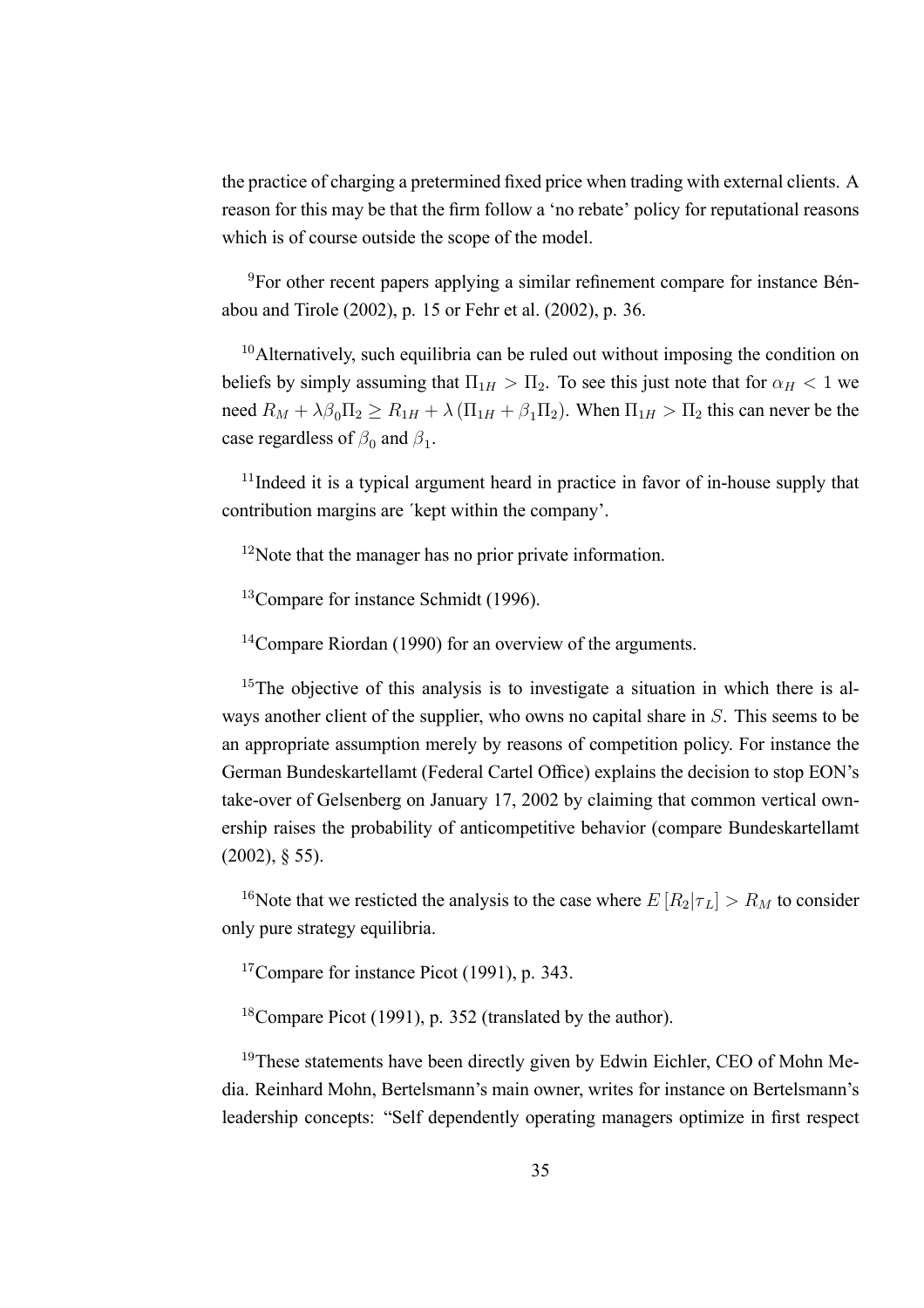the practice of charging a pretermined fixed price when trading with external clients. A reason for this may be that the firm follow a 'no rebate' policy for reputational reasons which is of course outside the scope of the model.

[9]For other recent papers applying a similar refinement compare for instance Bénabou and Tirole (2002), p. 15 or Fehr et al. (2002), p. 36.

[10]Alternatively, such equilibria can be ruled out without imposing the condition on beliefs by simply assuming that $\Pi_{1H} > \Pi_2$. To see this just note that for $\alpha_H < 1$ we need $R_M + \lambda\beta_0\Pi_2 \geq R_{1H} + \lambda(\Pi_{1H} + \beta_1\Pi_2)$. When $\Pi_{1H} > \Pi_2$ this can never be the case regardless of $\beta_0$ and $\beta_1$.

[11]Indeed it is a typical argument heard in practice in favor of in-house supply that contribution margins are ´kept within the company'.

[12]Note that the manager has no prior private information.

[13]Compare for instance Schmidt (1996).

[14]Compare Riordan (1990) for an overview of the arguments.

[15]The objective of this analysis is to investigate a situation in which there is always another client of the supplier, who owns no capital share in $S$. This seems to be an appropriate assumption merely by reasons of competition policy. For instance the German Bundeskartellamt (Federal Cartel Office) explains the decision to stop EON's take-over of Gelsenberg on January 17, 2002 by claiming that common vertical ownership raises the probability of anticompetitive behavior (compare Bundeskartellamt (2002), § 55).

[16]Note that we resticted the analysis to the case where $E[R_2|\tau_L] > R_M$ to consider only pure strategy equilibria.

[17]Compare for instance Picot (1991), p. 343.

[18]Compare Picot (1991), p. 352 (translated by the author).

[19]These statements have been directly given by Edwin Eichler, CEO of Mohn Media. Reinhard Mohn, Bertelsmann's main owner, writes for instance on Bertelsmann's leadership concepts: "Self dependently operating managers optimize in first respect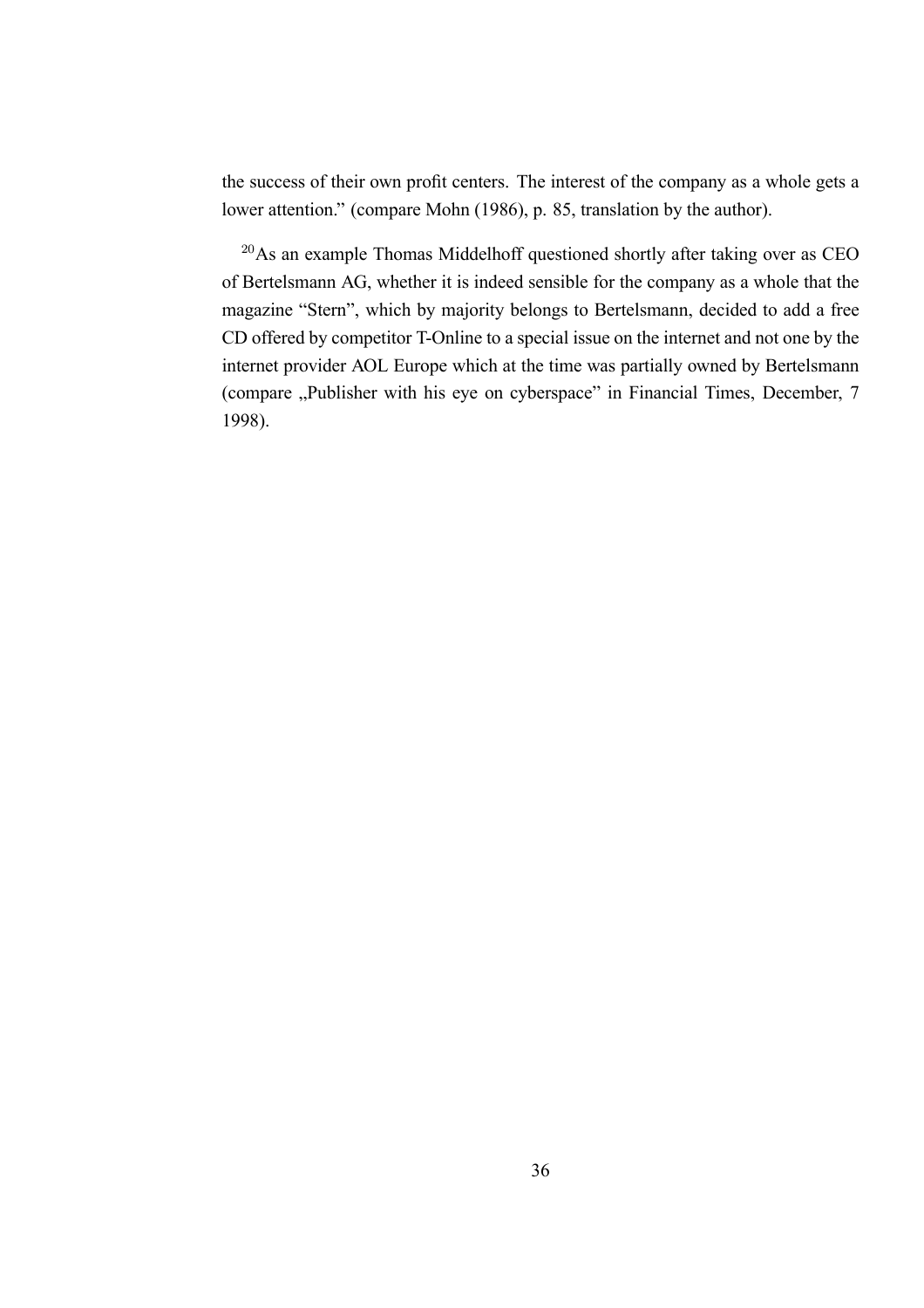the success of their own profit centers. The interest of the company as a whole gets a lower attention." (compare Mohn (1986), p. 85, translation by the author).

[20]As an example Thomas Middelhoff questioned shortly after taking over as CEO of Bertelsmann AG, whether it is indeed sensible for the company as a whole that the magazine "Stern", which by majority belongs to Bertelsmann, decided to add a free CD offered by competitor T-Online to a special issue on the internet and not one by the internet provider AOL Europe which at the time was partially owned by Bertelsmann (compare „Publisher with his eye on cyberspace" in Financial Times, December, 7 1998).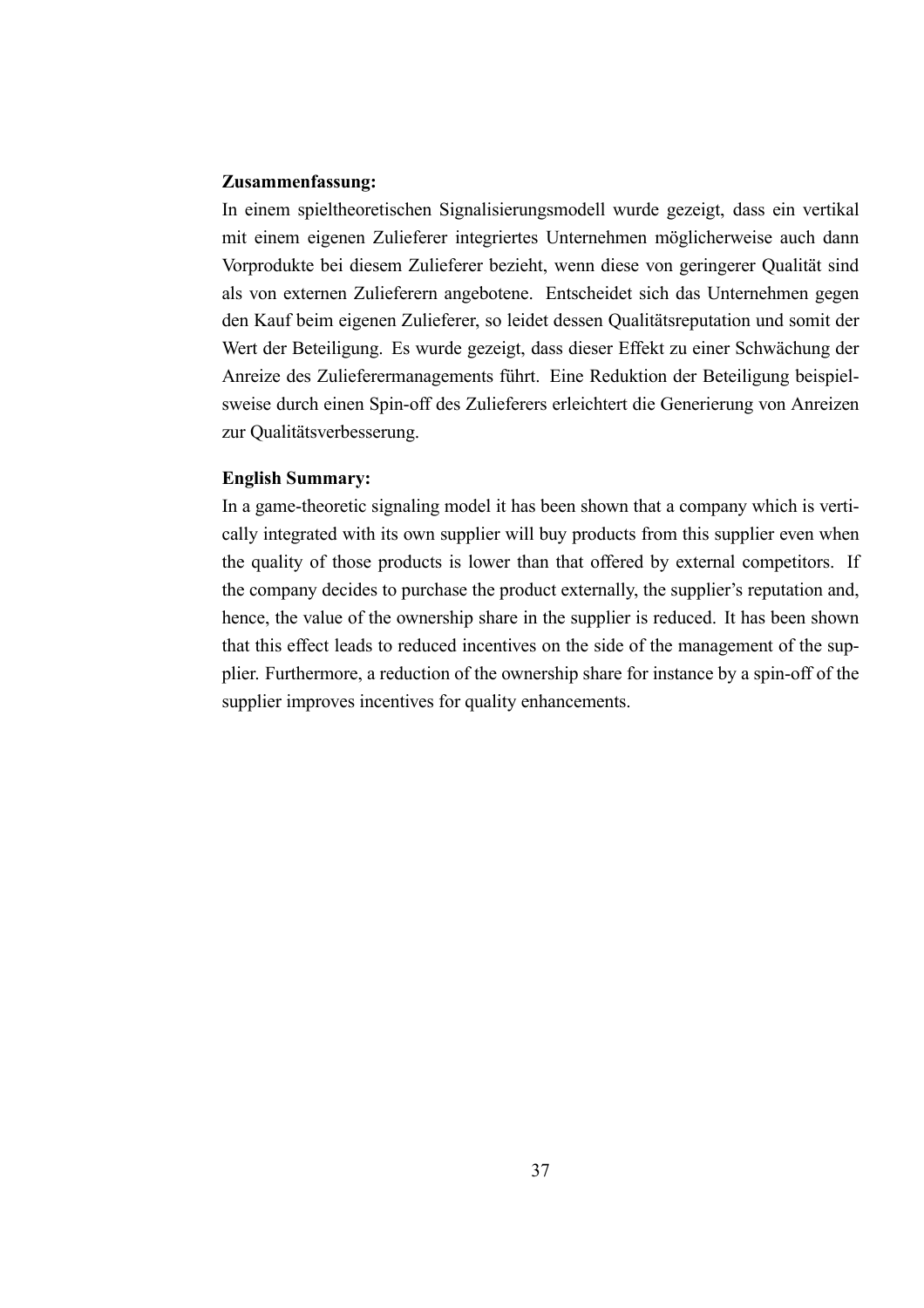**Zusammenfassung:**

In einem spieltheoretischen Signalisierungsmodell wurde gezeigt, dass ein vertikal mit einem eigenen Zulieferer integriertes Unternehmen möglicherweise auch dann Vorprodukte bei diesem Zulieferer bezieht, wenn diese von geringerer Qualität sind als von externen Zulieferern angebotene. Entscheidet sich das Unternehmen gegen den Kauf beim eigenen Zulieferer, so leidet dessen Qualitätsreputation und somit der Wert der Beteiligung. Es wurde gezeigt, dass dieser Effekt zu einer Schwächung der Anreize des Zulieferermanagements führt. Eine Reduktion der Beteiligung beispielsweise durch einen Spin-off des Zulieferers erleichtert die Generierung von Anreizen zur Qualitätsverbesserung.

**English Summary:**

In a game-theoretic signaling model it has been shown that a company which is vertically integrated with its own supplier will buy products from this supplier even when the quality of those products is lower than that offered by external competitors. If the company decides to purchase the product externally, the supplier's reputation and, hence, the value of the ownership share in the supplier is reduced. It has been shown that this effect leads to reduced incentives on the side of the management of the supplier. Furthermore, a reduction of the ownership share for instance by a spin-off of the supplier improves incentives for quality enhancements.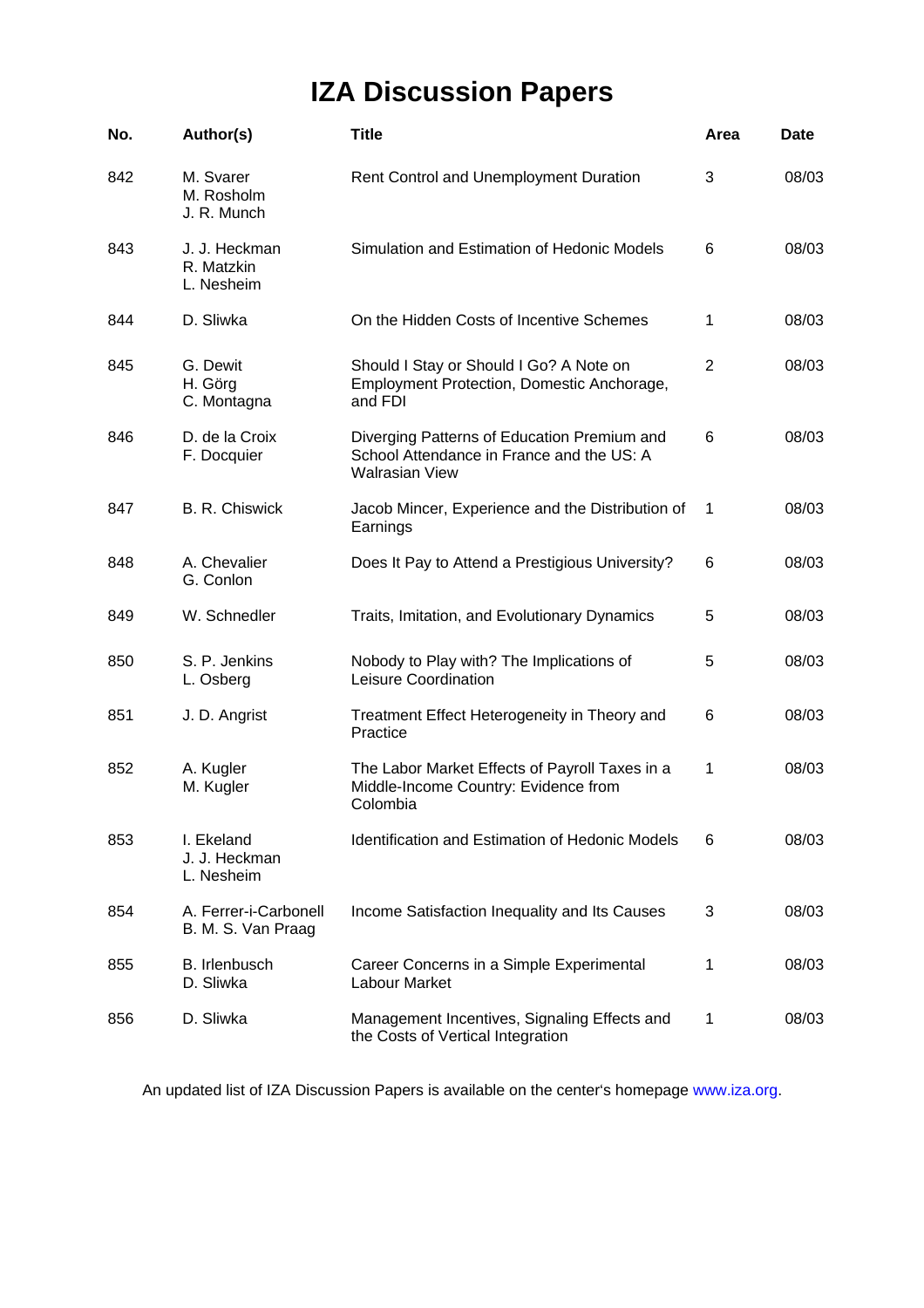# IZA Discussion Papers

| No. | Author(s) | Title | Area | Date |
|---|---|---|---|---|
| 842 | M. Svarer<br>M. Rosholm<br>J. R. Munch | Rent Control and Unemployment Duration | 3 | 08/03 |
| 843 | J. J. Heckman<br>R. Matzkin<br>L. Nesheim | Simulation and Estimation of Hedonic Models | 6 | 08/03 |
| 844 | D. Sliwka | On the Hidden Costs of Incentive Schemes | 1 | 08/03 |
| 845 | G. Dewit<br>H. Görg<br>C. Montagna | Should I Stay or Should I Go? A Note on Employment Protection, Domestic Anchorage, and FDI | 2 | 08/03 |
| 846 | D. de la Croix<br>F. Docquier | Diverging Patterns of Education Premium and School Attendance in France and the US: A Walrasian View | 6 | 08/03 |
| 847 | B. R. Chiswick | Jacob Mincer, Experience and the Distribution of Earnings | 1 | 08/03 |
| 848 | A. Chevalier<br>G. Conlon | Does It Pay to Attend a Prestigious University? | 6 | 08/03 |
| 849 | W. Schnedler | Traits, Imitation, and Evolutionary Dynamics | 5 | 08/03 |
| 850 | S. P. Jenkins<br>L. Osberg | Nobody to Play with? The Implications of Leisure Coordination | 5 | 08/03 |
| 851 | J. D. Angrist | Treatment Effect Heterogeneity in Theory and Practice | 6 | 08/03 |
| 852 | A. Kugler<br>M. Kugler | The Labor Market Effects of Payroll Taxes in a Middle-Income Country: Evidence from Colombia | 1 | 08/03 |
| 853 | I. Ekeland<br>J. J. Heckman<br>L. Nesheim | Identification and Estimation of Hedonic Models | 6 | 08/03 |
| 854 | A. Ferrer-i-Carbonell<br>B. M. S. Van Praag | Income Satisfaction Inequality and Its Causes | 3 | 08/03 |
| 855 | B. Irlenbusch<br>D. Sliwka | Career Concerns in a Simple Experimental Labour Market | 1 | 08/03 |
| 856 | D. Sliwka | Management Incentives, Signaling Effects and the Costs of Vertical Integration | 1 | 08/03 |

An updated list of IZA Discussion Papers is available on the center's homepage www.iza.org.